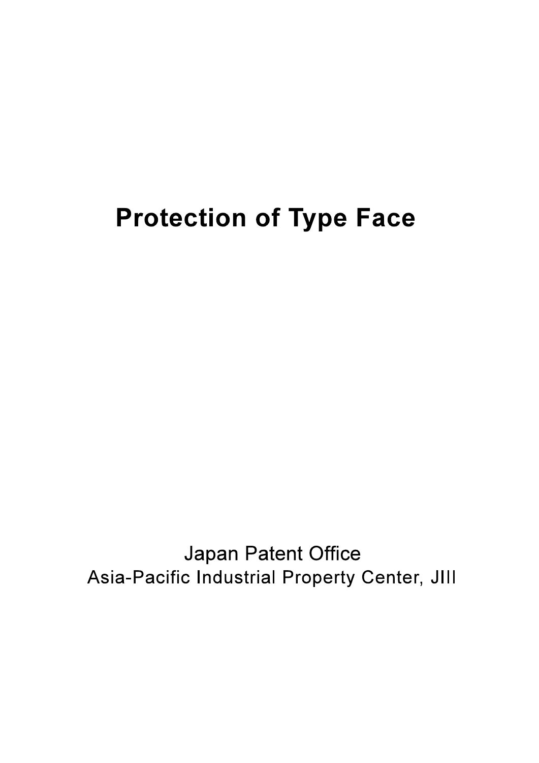# Protection of Type Face

Japan Patent Office

Asia-Pacific Industrial Property Center, JIII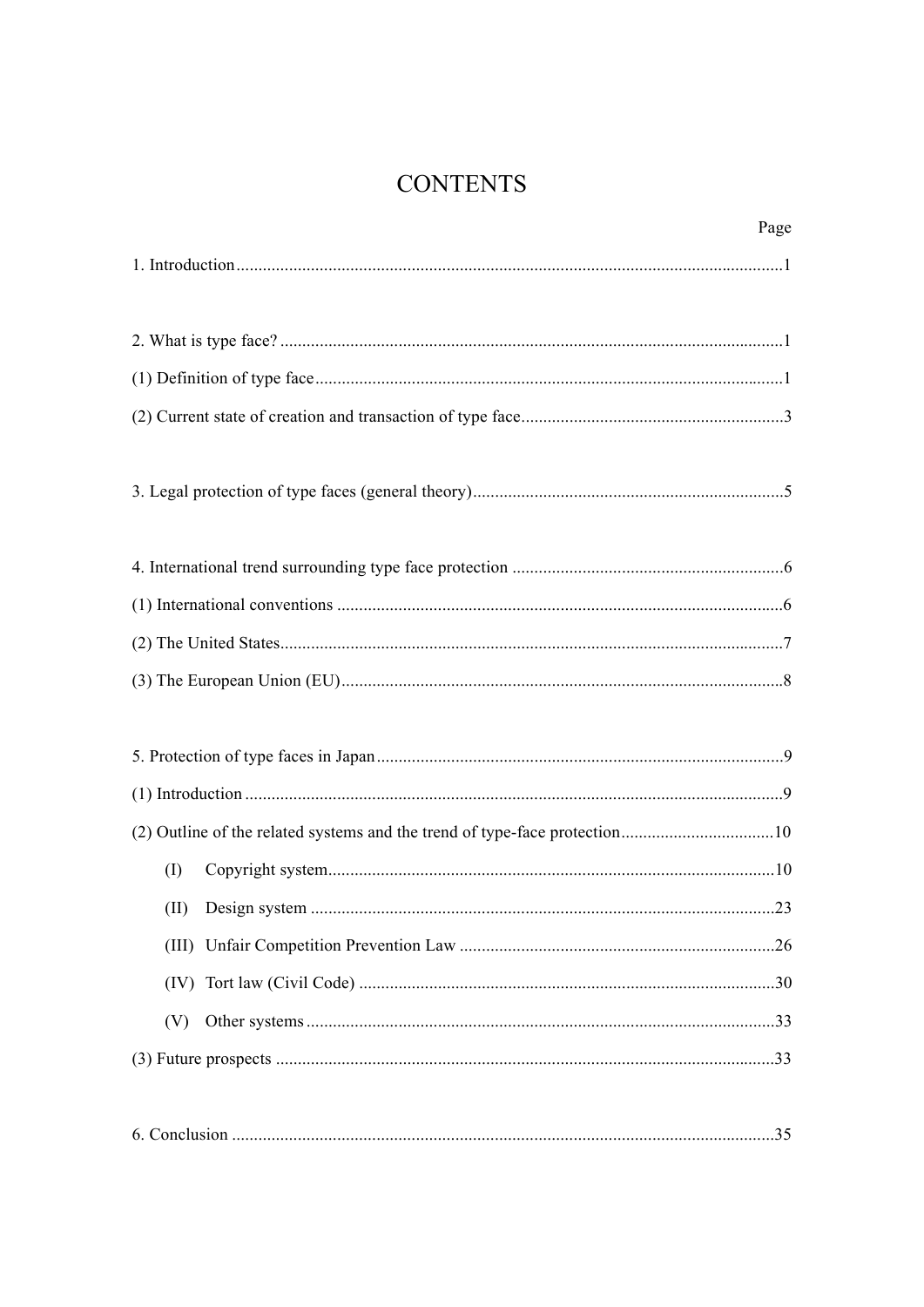# CONTENTS

Page

1. Introduction ........................................................................................................................1

2. What is type face? ..............................................................................................................1

(1) Definition of type face ......................................................................................................1

(2) Current state of creation and transaction of type face ........................................................3

3. Legal protection of type faces (general theory) ...................................................................5

4. International trend surrounding type face protection ..........................................................6

(1) International conventions ..................................................................................................6

(2) The United States ..............................................................................................................7

(3) The European Union (EU) .................................................................................................8

5. Protection of type faces in Japan .........................................................................................9

(1) Introduction ......................................................................................................................9

(2) Outline of the related systems and the trend of type-face protection ..................................10

- (I) Copyright system ..................................................................................................10
- (II) Design system ......................................................................................................23
- (III) Unfair Competition Prevention Law ....................................................................26
- (IV) Tort law (Civil Code) ..........................................................................................30
- (V) Other systems .......................................................................................................33

(3) Future prospects ..............................................................................................................33

6. Conclusion .......................................................................................................................35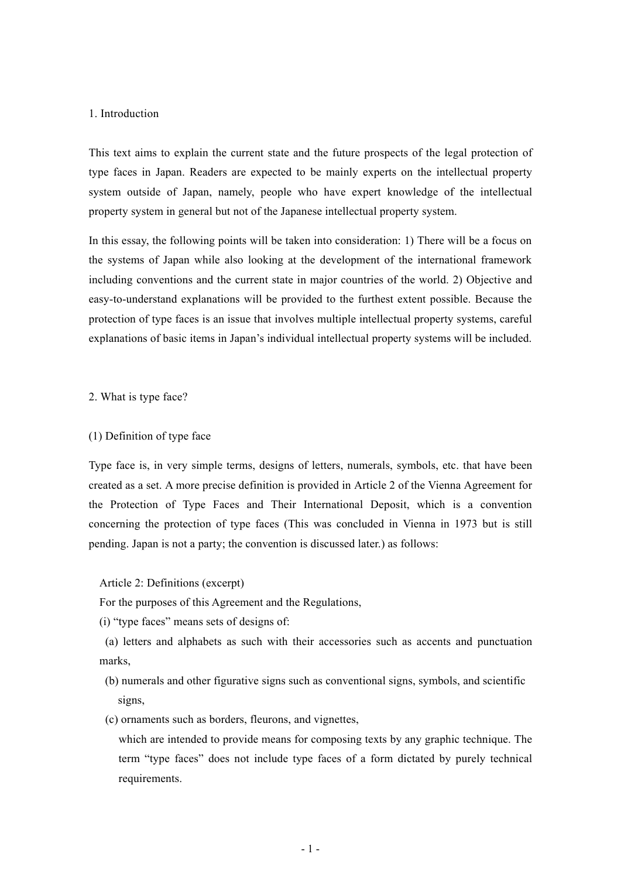## 1. Introduction

This text aims to explain the current state and the future prospects of the legal protection of type faces in Japan. Readers are expected to be mainly experts on the intellectual property system outside of Japan, namely, people who have expert knowledge of the intellectual property system in general but not of the Japanese intellectual property system.

In this essay, the following points will be taken into consideration: 1) There will be a focus on the systems of Japan while also looking at the development of the international framework including conventions and the current state in major countries of the world. 2) Objective and easy-to-understand explanations will be provided to the furthest extent possible. Because the protection of type faces is an issue that involves multiple intellectual property systems, careful explanations of basic items in Japan's individual intellectual property systems will be included.

## 2. What is type face?

### (1) Definition of type face

Type face is, in very simple terms, designs of letters, numerals, symbols, etc. that have been created as a set. A more precise definition is provided in Article 2 of the Vienna Agreement for the Protection of Type Faces and Their International Deposit, which is a convention concerning the protection of type faces (This was concluded in Vienna in 1973 but is still pending. Japan is not a party; the convention is discussed later.) as follows:

> Article 2: Definitions (excerpt)
>
> For the purposes of this Agreement and the Regulations,
>
> (i) "type faces" means sets of designs of:
>
> (a) letters and alphabets as such with their accessories such as accents and punctuation marks,
>
> (b) numerals and other figurative signs such as conventional signs, symbols, and scientific signs,
>
> (c) ornaments such as borders, fleurons, and vignettes,
>
> which are intended to provide means for composing texts by any graphic technique. The term "type faces" does not include type faces of a form dictated by purely technical requirements.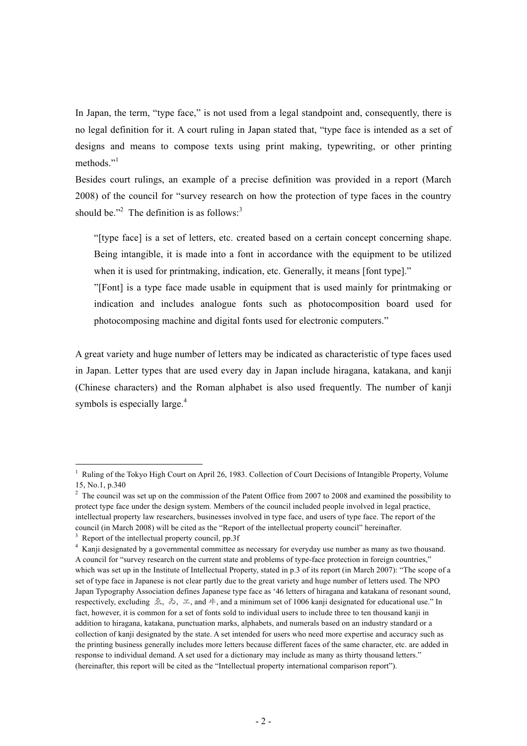In Japan, the term, "type face," is not used from a legal standpoint and, consequently, there is no legal definition for it. A court ruling in Japan stated that, "type face is intended as a set of designs and means to compose texts using print making, typewriting, or other printing methods."[1]

Besides court rulings, an example of a precise definition was provided in a report (March 2008) of the council for "survey research on how the protection of type faces in the country should be."[2] The definition is as follows:[3]

> "[type face] is a set of letters, etc. created based on a certain concept concerning shape. Being intangible, it is made into a font in accordance with the equipment to be utilized when it is used for printmaking, indication, etc. Generally, it means [font type]."
>
> "[Font] is a type face made usable in equipment that is used mainly for printmaking or indication and includes analogue fonts such as photocomposition board used for photocomposing machine and digital fonts used for electronic computers."

A great variety and huge number of letters may be indicated as characteristic of type faces used in Japan. Letter types that are used every day in Japan include hiragana, katakana, and kanji (Chinese characters) and the Roman alphabet is also used frequently. The number of kanji symbols is especially large.[4]

---

[1] Ruling of the Tokyo High Court on April 26, 1983. Collection of Court Decisions of Intangible Property, Volume 15, No.1, p.340

[2] The council was set up on the commission of the Patent Office from 2007 to 2008 and examined the possibility to protect type face under the design system. Members of the council included people involved in legal practice, intellectual property law researchers, businesses involved in type face, and users of type face. The report of the council (in March 2008) will be cited as the "Report of the intellectual property council" hereinafter.

[3] Report of the intellectual property council, pp.3f

[4] Kanji designated by a governmental committee as necessary for everyday use number as many as two thousand. A council for "survey research on the current state and problems of type-face protection in foreign countries," which was set up in the Institute of Intellectual Property, stated in p.3 of its report (in March 2007): "The scope of a set of type face in Japanese is not clear partly due to the great variety and huge number of letters used. The NPO Japan Typography Association defines Japanese type face as '46 letters of hiragana and katakana of resonant sound, respectively, excluding ゑ, ゐ, ヱ, and ヰ, and a minimum set of 1006 kanji designated for educational use." In fact, however, it is common for a set of fonts sold to individual users to include three to ten thousand kanji in addition to hiragana, katakana, punctuation marks, alphabets, and numerals based on an industry standard or a collection of kanji designated by the state. A set intended for users who need more expertise and accuracy such as the printing business generally includes more letters because different faces of the same character, etc. are added in response to individual demand. A set used for a dictionary may include as many as thirty thousand letters." (hereinafter, this report will be cited as the "Intellectual property international comparison report").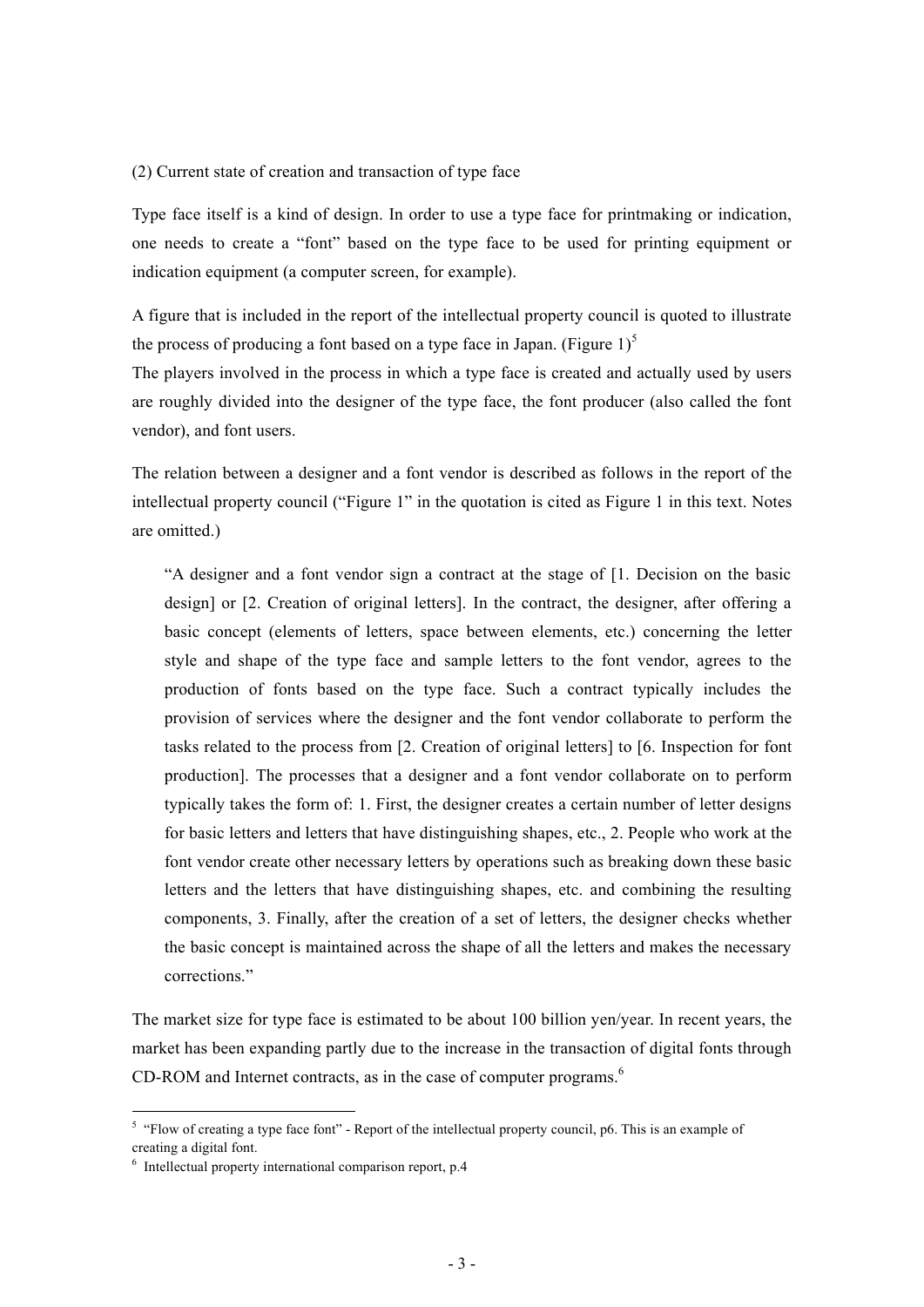(2) Current state of creation and transaction of type face

Type face itself is a kind of design. In order to use a type face for printmaking or indication, one needs to create a “font” based on the type face to be used for printing equipment or indication equipment (a computer screen, for example).

A figure that is included in the report of the intellectual property council is quoted to illustrate the process of producing a font based on a type face in Japan. (Figure 1)[5]
The players involved in the process in which a type face is created and actually used by users are roughly divided into the designer of the type face, the font producer (also called the font vendor), and font users.

The relation between a designer and a font vendor is described as follows in the report of the intellectual property council (“Figure 1” in the quotation is cited as Figure 1 in this text. Notes are omitted.)

> “A designer and a font vendor sign a contract at the stage of [1. Decision on the basic design] or [2. Creation of original letters]. In the contract, the designer, after offering a basic concept (elements of letters, space between elements, etc.) concerning the letter style and shape of the type face and sample letters to the font vendor, agrees to the production of fonts based on the type face. Such a contract typically includes the provision of services where the designer and the font vendor collaborate to perform the tasks related to the process from [2. Creation of original letters] to [6. Inspection for font production]. The processes that a designer and a font vendor collaborate on to perform typically takes the form of: 1. First, the designer creates a certain number of letter designs for basic letters and letters that have distinguishing shapes, etc., 2. People who work at the font vendor create other necessary letters by operations such as breaking down these basic letters and the letters that have distinguishing shapes, etc. and combining the resulting components, 3. Finally, after the creation of a set of letters, the designer checks whether the basic concept is maintained across the shape of all the letters and makes the necessary corrections.”

The market size for type face is estimated to be about 100 billion yen/year. In recent years, the market has been expanding partly due to the increase in the transaction of digital fonts through CD-ROM and Internet contracts, as in the case of computer programs.[6]

---

[5] “Flow of creating a type face font” - Report of the intellectual property council, p6. This is an example of creating a digital font.

[6] Intellectual property international comparison report, p.4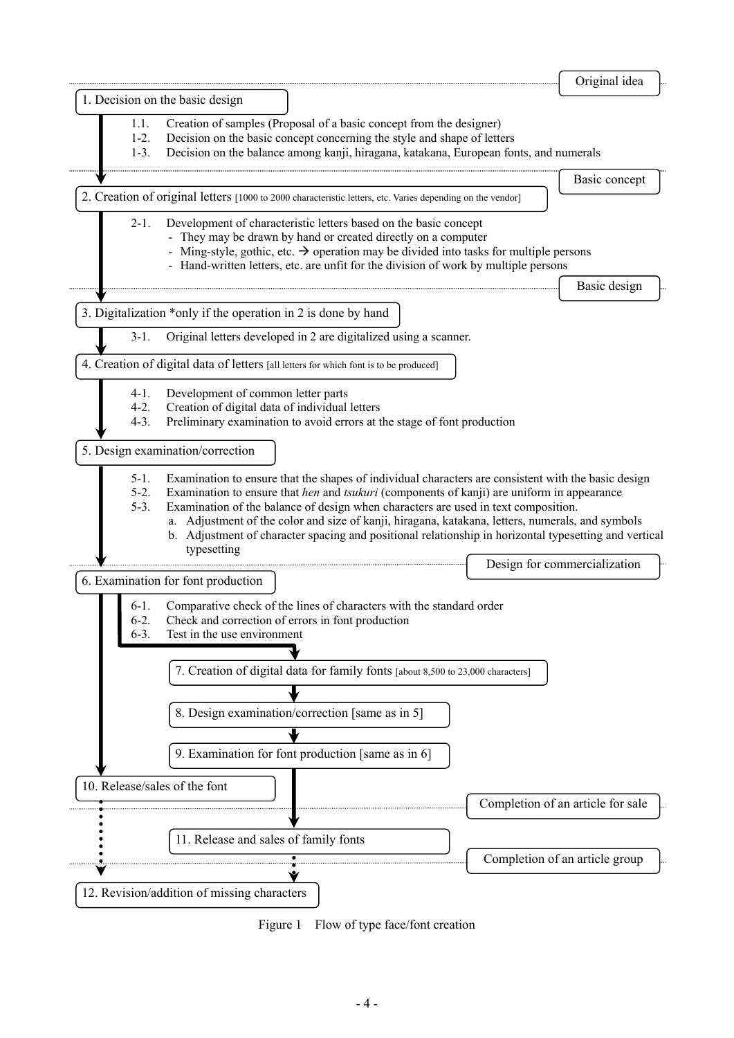Original idea

1. Decision on the basic design

1.1. Creation of samples (Proposal of a basic concept from the designer)
1-2. Decision on the basic concept concerning the style and shape of letters
1-3. Decision on the balance among kanji, hiragana, katakana, European fonts, and numerals

Basic concept

2. Creation of original letters [1000 to 2000 characteristic letters, etc. Varies depending on the vendor]

2-1. Development of characteristic letters based on the basic concept
- They may be drawn by hand or created directly on a computer
- Ming-style, gothic, etc. → operation may be divided into tasks for multiple persons
- Hand-written letters, etc. are unfit for the division of work by multiple persons

Basic design

3. Digitalization *only if the operation in 2 is done by hand

3-1. Original letters developed in 2 are digitalized using a scanner.

4. Creation of digital data of letters [all letters for which font is to be produced]

4-1. Development of common letter parts
4-2. Creation of digital data of individual letters
4-3. Preliminary examination to avoid errors at the stage of font production

5. Design examination/correction

5-1. Examination to ensure that the shapes of individual characters are consistent with the basic design
5-2. Examination to ensure that *hen* and *tsukuri* (components of kanji) are uniform in appearance
5-3. Examination of the balance of design when characters are used in text composition.
a. Adjustment of the color and size of kanji, hiragana, katakana, letters, numerals, and symbols
b. Adjustment of character spacing and positional relationship in horizontal typesetting and vertical typesetting

Design for commercialization

6. Examination for font production

6-1. Comparative check of the lines of characters with the standard order
6-2. Check and correction of errors in font production
6-3. Test in the use environment

7. Creation of digital data for family fonts [about 8,500 to 23,000 characters]

8. Design examination/correction [same as in 5]

9. Examination for font production [same as in 6]

10. Release/sales of the font

Completion of an article for sale

11. Release and sales of family fonts

Completion of an article group

12. Revision/addition of missing characters

Figure 1 Flow of type face/font creation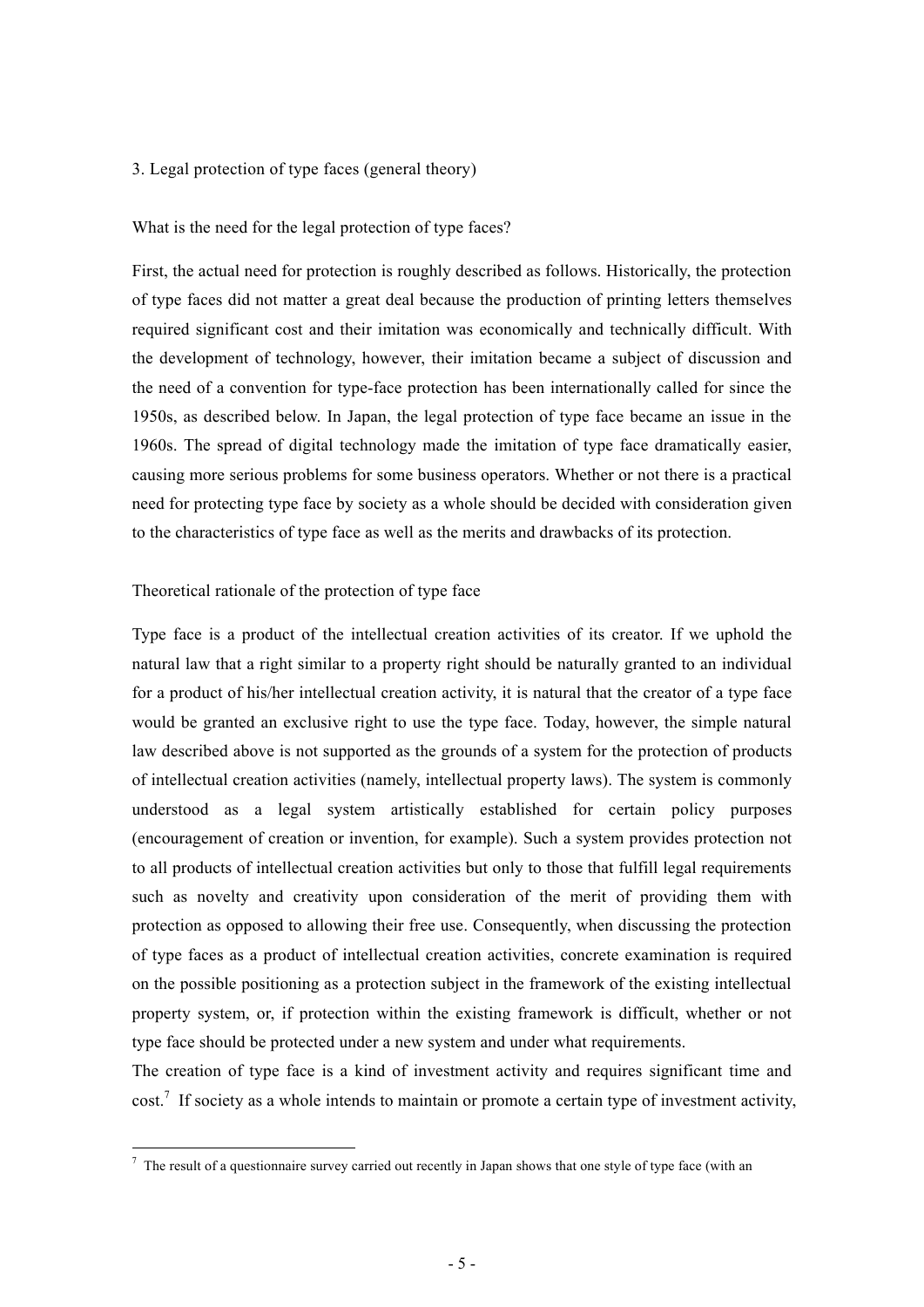## 3. Legal protection of type faces (general theory)

### What is the need for the legal protection of type faces?

First, the actual need for protection is roughly described as follows. Historically, the protection of type faces did not matter a great deal because the production of printing letters themselves required significant cost and their imitation was economically and technically difficult. With the development of technology, however, their imitation became a subject of discussion and the need of a convention for type-face protection has been internationally called for since the 1950s, as described below. In Japan, the legal protection of type face became an issue in the 1960s. The spread of digital technology made the imitation of type face dramatically easier, causing more serious problems for some business operators. Whether or not there is a practical need for protecting type face by society as a whole should be decided with consideration given to the characteristics of type face as well as the merits and drawbacks of its protection.

### Theoretical rationale of the protection of type face

Type face is a product of the intellectual creation activities of its creator. If we uphold the natural law that a right similar to a property right should be naturally granted to an individual for a product of his/her intellectual creation activity, it is natural that the creator of a type face would be granted an exclusive right to use the type face. Today, however, the simple natural law described above is not supported as the grounds of a system for the protection of products of intellectual creation activities (namely, intellectual property laws). The system is commonly understood as a legal system artistically established for certain policy purposes (encouragement of creation or invention, for example). Such a system provides protection not to all products of intellectual creation activities but only to those that fulfill legal requirements such as novelty and creativity upon consideration of the merit of providing them with protection as opposed to allowing their free use. Consequently, when discussing the protection of type faces as a product of intellectual creation activities, concrete examination is required on the possible positioning as a protection subject in the framework of the existing intellectual property system, or, if protection within the existing framework is difficult, whether or not type face should be protected under a new system and under what requirements.

The creation of type face is a kind of investment activity and requires significant time and cost.[7] If society as a whole intends to maintain or promote a certain type of investment activity,

[7] The result of a questionnaire survey carried out recently in Japan shows that one style of type face (with an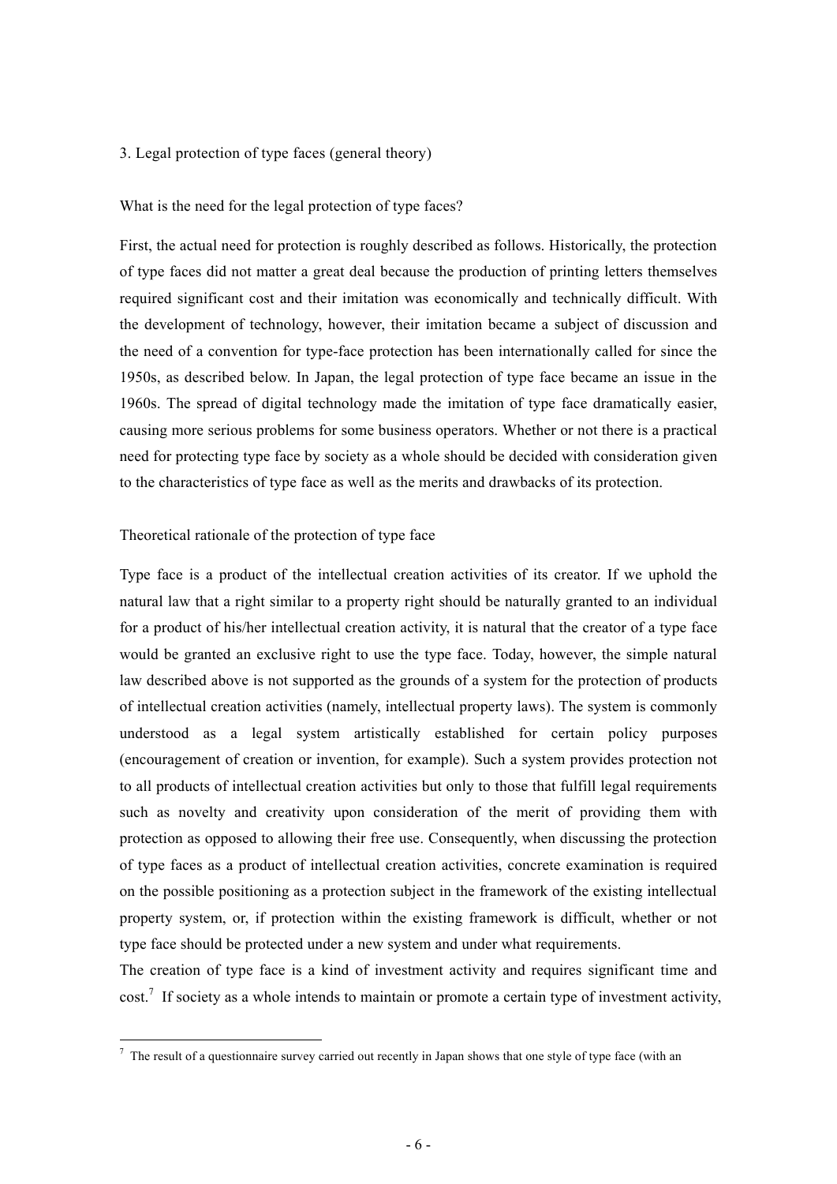## 3. Legal protection of type faces (general theory)

### What is the need for the legal protection of type faces?

First, the actual need for protection is roughly described as follows. Historically, the protection of type faces did not matter a great deal because the production of printing letters themselves required significant cost and their imitation was economically and technically difficult. With the development of technology, however, their imitation became a subject of discussion and the need of a convention for type-face protection has been internationally called for since the 1950s, as described below. In Japan, the legal protection of type face became an issue in the 1960s. The spread of digital technology made the imitation of type face dramatically easier, causing more serious problems for some business operators. Whether or not there is a practical need for protecting type face by society as a whole should be decided with consideration given to the characteristics of type face as well as the merits and drawbacks of its protection.

### Theoretical rationale of the protection of type face

Type face is a product of the intellectual creation activities of its creator. If we uphold the natural law that a right similar to a property right should be naturally granted to an individual for a product of his/her intellectual creation activity, it is natural that the creator of a type face would be granted an exclusive right to use the type face. Today, however, the simple natural law described above is not supported as the grounds of a system for the protection of products of intellectual creation activities (namely, intellectual property laws). The system is commonly understood as a legal system artistically established for certain policy purposes (encouragement of creation or invention, for example). Such a system provides protection not to all products of intellectual creation activities but only to those that fulfill legal requirements such as novelty and creativity upon consideration of the merit of providing them with protection as opposed to allowing their free use. Consequently, when discussing the protection of type faces as a product of intellectual creation activities, concrete examination is required on the possible positioning as a protection subject in the framework of the existing intellectual property system, or, if protection within the existing framework is difficult, whether or not type face should be protected under a new system and under what requirements.

The creation of type face is a kind of investment activity and requires significant time and cost.[7] If society as a whole intends to maintain or promote a certain type of investment activity,

---

[7] The result of a questionnaire survey carried out recently in Japan shows that one style of type face (with an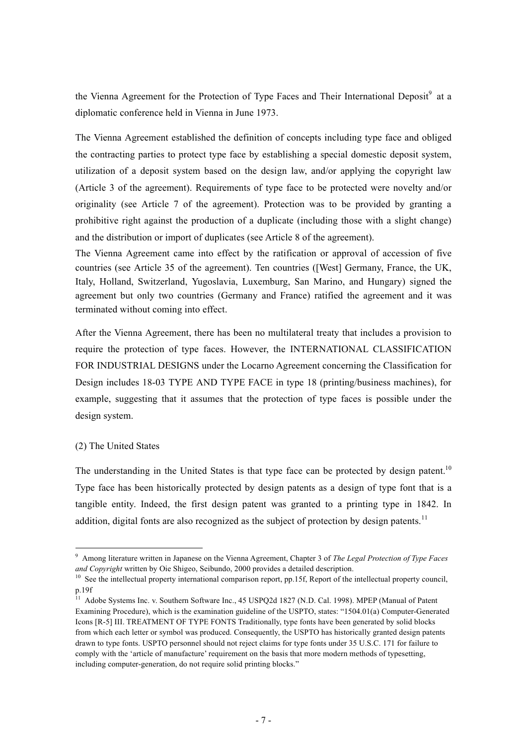the Vienna Agreement for the Protection of Type Faces and Their International Deposit[9] at a diplomatic conference held in Vienna in June 1973.

The Vienna Agreement established the definition of concepts including type face and obliged the contracting parties to protect type face by establishing a special domestic deposit system, utilization of a deposit system based on the design law, and/or applying the copyright law (Article 3 of the agreement). Requirements of type face to be protected were novelty and/or originality (see Article 7 of the agreement). Protection was to be provided by granting a prohibitive right against the production of a duplicate (including those with a slight change) and the distribution or import of duplicates (see Article 8 of the agreement).

The Vienna Agreement came into effect by the ratification or approval of accession of five countries (see Article 35 of the agreement). Ten countries ([West] Germany, France, the UK, Italy, Holland, Switzerland, Yugoslavia, Luxemburg, San Marino, and Hungary) signed the agreement but only two countries (Germany and France) ratified the agreement and it was terminated without coming into effect.

After the Vienna Agreement, there has been no multilateral treaty that includes a provision to require the protection of type faces. However, the INTERNATIONAL CLASSIFICATION FOR INDUSTRIAL DESIGNS under the Locarno Agreement concerning the Classification for Design includes 18-03 TYPE AND TYPE FACE in type 18 (printing/business machines), for example, suggesting that it assumes that the protection of type faces is possible under the design system.

(2) The United States

The understanding in the United States is that type face can be protected by design patent.[10] Type face has been historically protected by design patents as a design of type font that is a tangible entity. Indeed, the first design patent was granted to a printing type in 1842. In addition, digital fonts are also recognized as the subject of protection by design patents.[11]

---

[9] Among literature written in Japanese on the Vienna Agreement, Chapter 3 of *The Legal Protection of Type Faces and Copyright* written by Oie Shigeo, Seibundo, 2000 provides a detailed description.

[10] See the intellectual property international comparison report, pp.15f, Report of the intellectual property council, p.19f

[11] Adobe Systems Inc. v. Southern Software Inc., 45 USPQ2d 1827 (N.D. Cal. 1998). MPEP (Manual of Patent Examining Procedure), which is the examination guideline of the USPTO, states: "1504.01(a) Computer-Generated Icons [R-5] III. TREATMENT OF TYPE FONTS Traditionally, type fonts have been generated by solid blocks from which each letter or symbol was produced. Consequently, the USPTO has historically granted design patents drawn to type fonts. USPTO personnel should not reject claims for type fonts under 35 U.S.C. 171 for failure to comply with the 'article of manufacture' requirement on the basis that more modern methods of typesetting, including computer-generation, do not require solid printing blocks."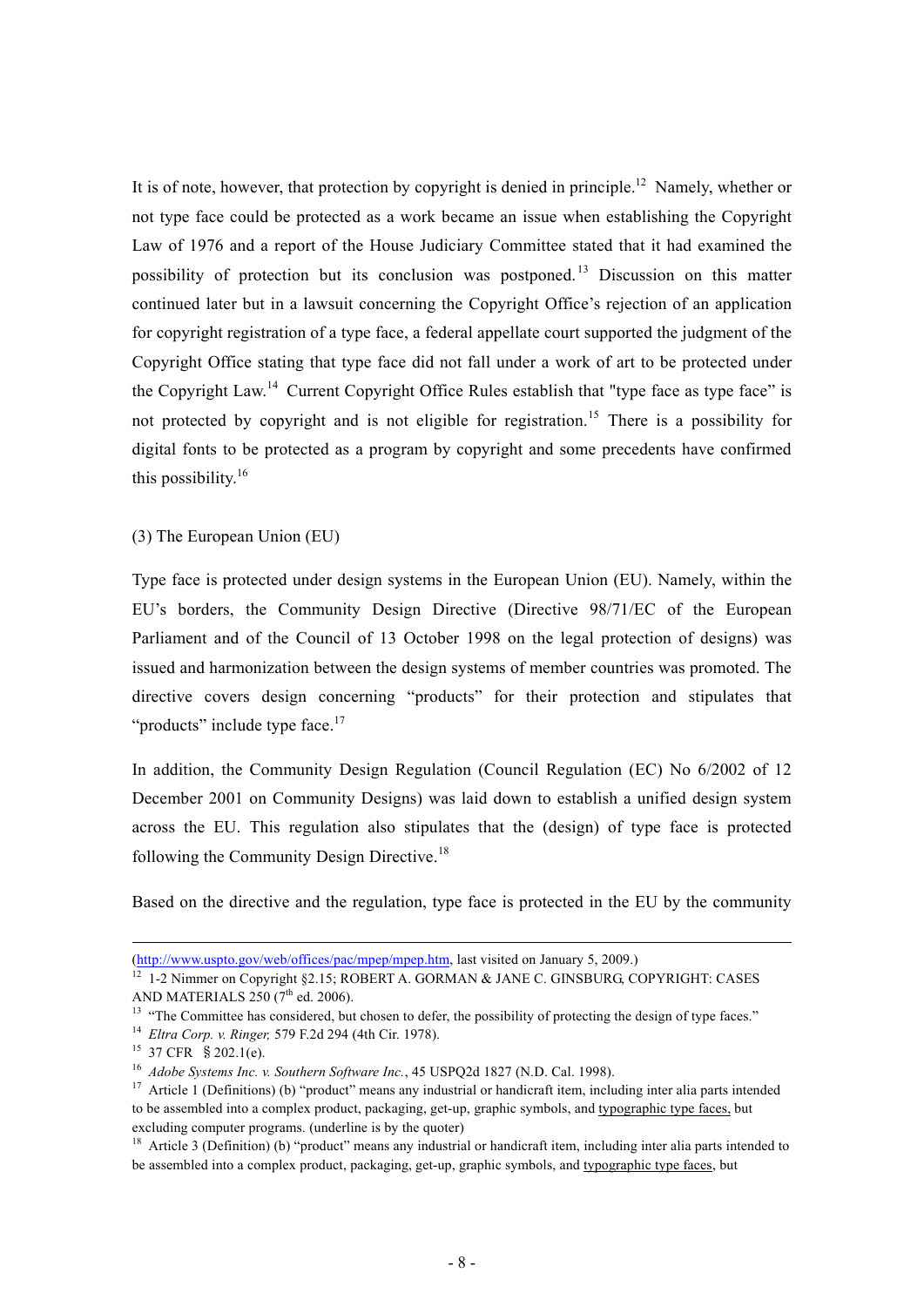It is of note, however, that protection by copyright is denied in principle.[12] Namely, whether or not type face could be protected as a work became an issue when establishing the Copyright Law of 1976 and a report of the House Judiciary Committee stated that it had examined the possibility of protection but its conclusion was postponed.[13] Discussion on this matter continued later but in a lawsuit concerning the Copyright Office's rejection of an application for copyright registration of a type face, a federal appellate court supported the judgment of the Copyright Office stating that type face did not fall under a work of art to be protected under the Copyright Law.[14] Current Copyright Office Rules establish that "type face as type face" is not protected by copyright and is not eligible for registration.[15] There is a possibility for digital fonts to be protected as a program by copyright and some precedents have confirmed this possibility.[16]

(3) The European Union (EU)

Type face is protected under design systems in the European Union (EU). Namely, within the EU's borders, the Community Design Directive (Directive 98/71/EC of the European Parliament and of the Council of 13 October 1998 on the legal protection of designs) was issued and harmonization between the design systems of member countries was promoted. The directive covers design concerning "products" for their protection and stipulates that "products" include type face.[17]

In addition, the Community Design Regulation (Council Regulation (EC) No 6/2002 of 12 December 2001 on Community Designs) was laid down to establish a unified design system across the EU. This regulation also stipulates that the (design) of type face is protected following the Community Design Directive.[18]

Based on the directive and the regulation, type face is protected in the EU by the community

---

(http://www.uspto.gov/web/offices/pac/mpep/mpep.htm, last visited on January 5, 2009.)

[12] 1-2 Nimmer on Copyright §2.15; ROBERT A. GORMAN & JANE C. GINSBURG, COPYRIGHT: CASES AND MATERIALS 250 (7th ed. 2006).

[13] "The Committee has considered, but chosen to defer, the possibility of protecting the design of type faces."

[14] *Eltra Corp. v. Ringer,* 579 F.2d 294 (4th Cir. 1978).

[15] 37 CFR § 202.1(e).

[16] *Adobe Systems Inc. v. Southern Software Inc.*, 45 USPQ2d 1827 (N.D. Cal. 1998).

[17] Article 1 (Definitions) (b) "product" means any industrial or handicraft item, including inter alia parts intended to be assembled into a complex product, packaging, get-up, graphic symbols, and <u>typographic type faces,</u> but excluding computer programs. (underline is by the quoter)

[18] Article 3 (Definition) (b) "product" means any industrial or handicraft item, including inter alia parts intended to be assembled into a complex product, packaging, get-up, graphic symbols, and <u>typographic type faces</u>, but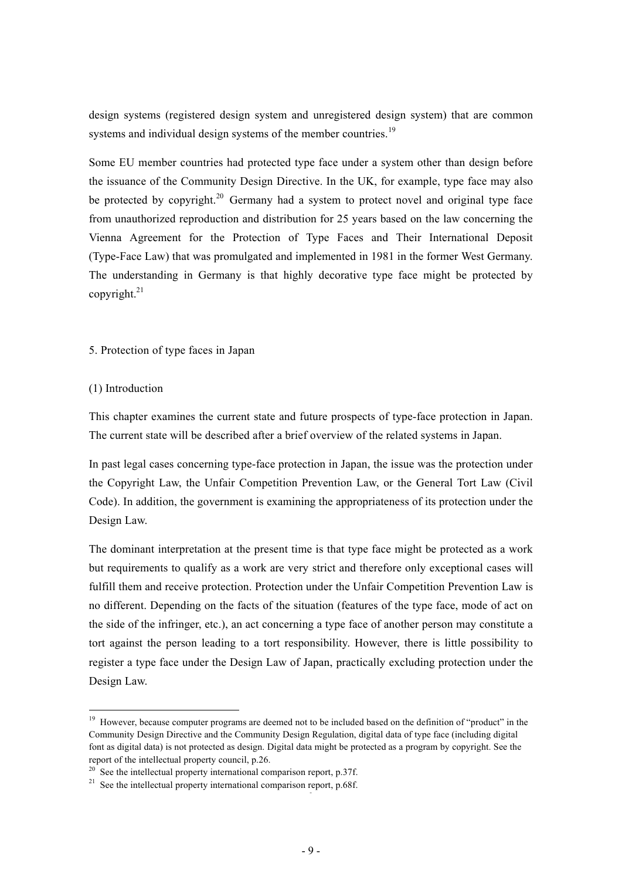design systems (registered design system and unregistered design system) that are common systems and individual design systems of the member countries.[19]

Some EU member countries had protected type face under a system other than design before the issuance of the Community Design Directive. In the UK, for example, type face may also be protected by copyright.[20] Germany had a system to protect novel and original type face from unauthorized reproduction and distribution for 25 years based on the law concerning the Vienna Agreement for the Protection of Type Faces and Their International Deposit (Type-Face Law) that was promulgated and implemented in 1981 in the former West Germany. The understanding in Germany is that highly decorative type face might be protected by copyright.[21]

## 5. Protection of type faces in Japan

### (1) Introduction

This chapter examines the current state and future prospects of type-face protection in Japan. The current state will be described after a brief overview of the related systems in Japan.

In past legal cases concerning type-face protection in Japan, the issue was the protection under the Copyright Law, the Unfair Competition Prevention Law, or the General Tort Law (Civil Code). In addition, the government is examining the appropriateness of its protection under the Design Law.

The dominant interpretation at the present time is that type face might be protected as a work but requirements to qualify as a work are very strict and therefore only exceptional cases will fulfill them and receive protection. Protection under the Unfair Competition Prevention Law is no different. Depending on the facts of the situation (features of the type face, mode of act on the side of the infringer, etc.), an act concerning a type face of another person may constitute a tort against the person leading to a tort responsibility. However, there is little possibility to register a type face under the Design Law of Japan, practically excluding protection under the Design Law.

---

[19] However, because computer programs are deemed not to be included based on the definition of "product" in the Community Design Directive and the Community Design Regulation, digital data of type face (including digital font as digital data) is not protected as design. Digital data might be protected as a program by copyright. See the report of the intellectual property council, p.26.

[20] See the intellectual property international comparison report, p.37f.

[21] See the intellectual property international comparison report, p.68f.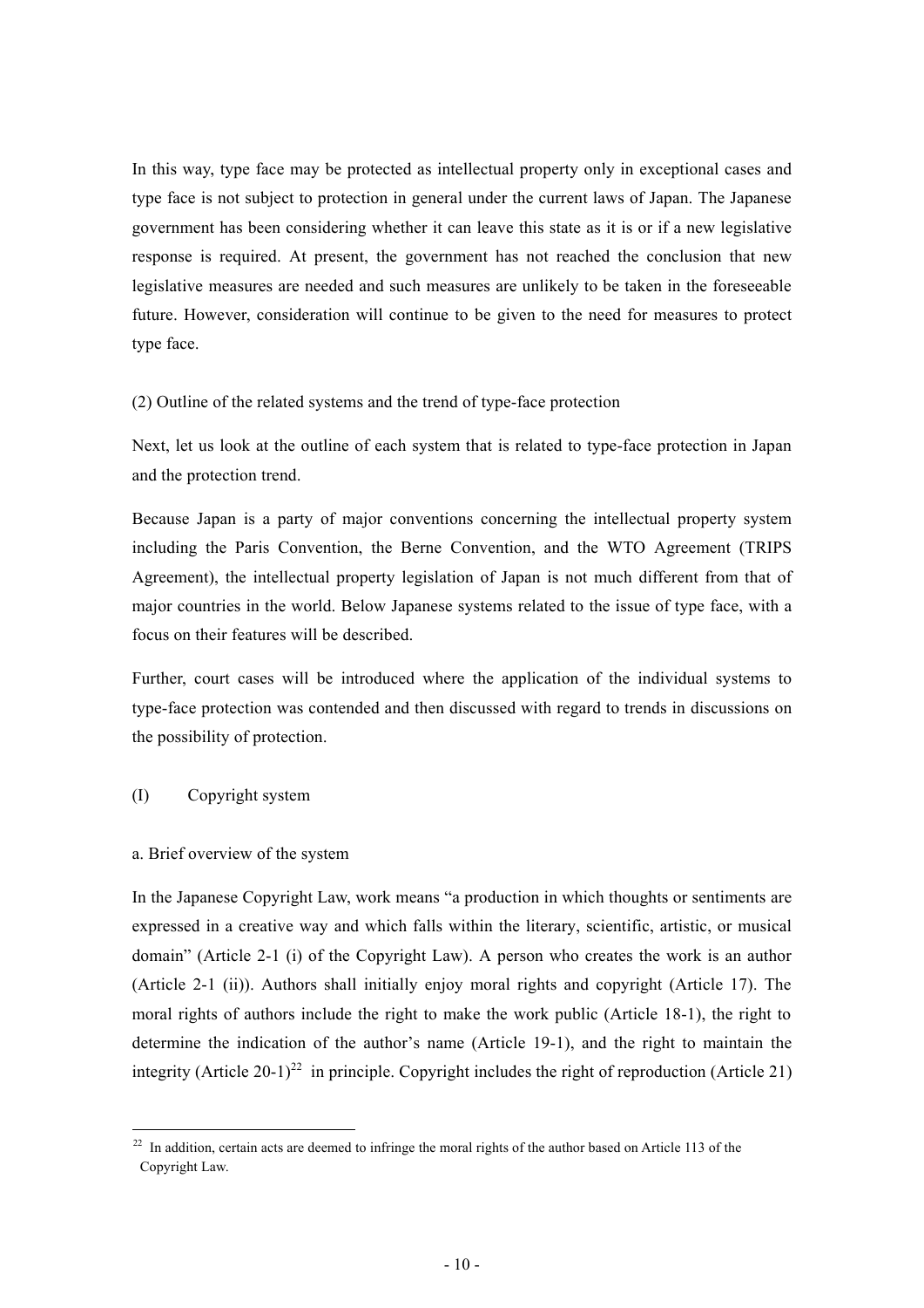In this way, type face may be protected as intellectual property only in exceptional cases and type face is not subject to protection in general under the current laws of Japan. The Japanese government has been considering whether it can leave this state as it is or if a new legislative response is required. At present, the government has not reached the conclusion that new legislative measures are needed and such measures are unlikely to be taken in the foreseeable future. However, consideration will continue to be given to the need for measures to protect type face.

(2) Outline of the related systems and the trend of type-face protection

Next, let us look at the outline of each system that is related to type-face protection in Japan and the protection trend.

Because Japan is a party of major conventions concerning the intellectual property system including the Paris Convention, the Berne Convention, and the WTO Agreement (TRIPS Agreement), the intellectual property legislation of Japan is not much different from that of major countries in the world. Below Japanese systems related to the issue of type face, with a focus on their features will be described.

Further, court cases will be introduced where the application of the individual systems to type-face protection was contended and then discussed with regard to trends in discussions on the possibility of protection.

(I) Copyright system

a. Brief overview of the system

In the Japanese Copyright Law, work means "a production in which thoughts or sentiments are expressed in a creative way and which falls within the literary, scientific, artistic, or musical domain" (Article 2-1 (i) of the Copyright Law). A person who creates the work is an author (Article 2-1 (ii)). Authors shall initially enjoy moral rights and copyright (Article 17). The moral rights of authors include the right to make the work public (Article 18-1), the right to determine the indication of the author's name (Article 19-1), and the right to maintain the integrity (Article 20-1)[22] in principle. Copyright includes the right of reproduction (Article 21)

[22] In addition, certain acts are deemed to infringe the moral rights of the author based on Article 113 of the Copyright Law.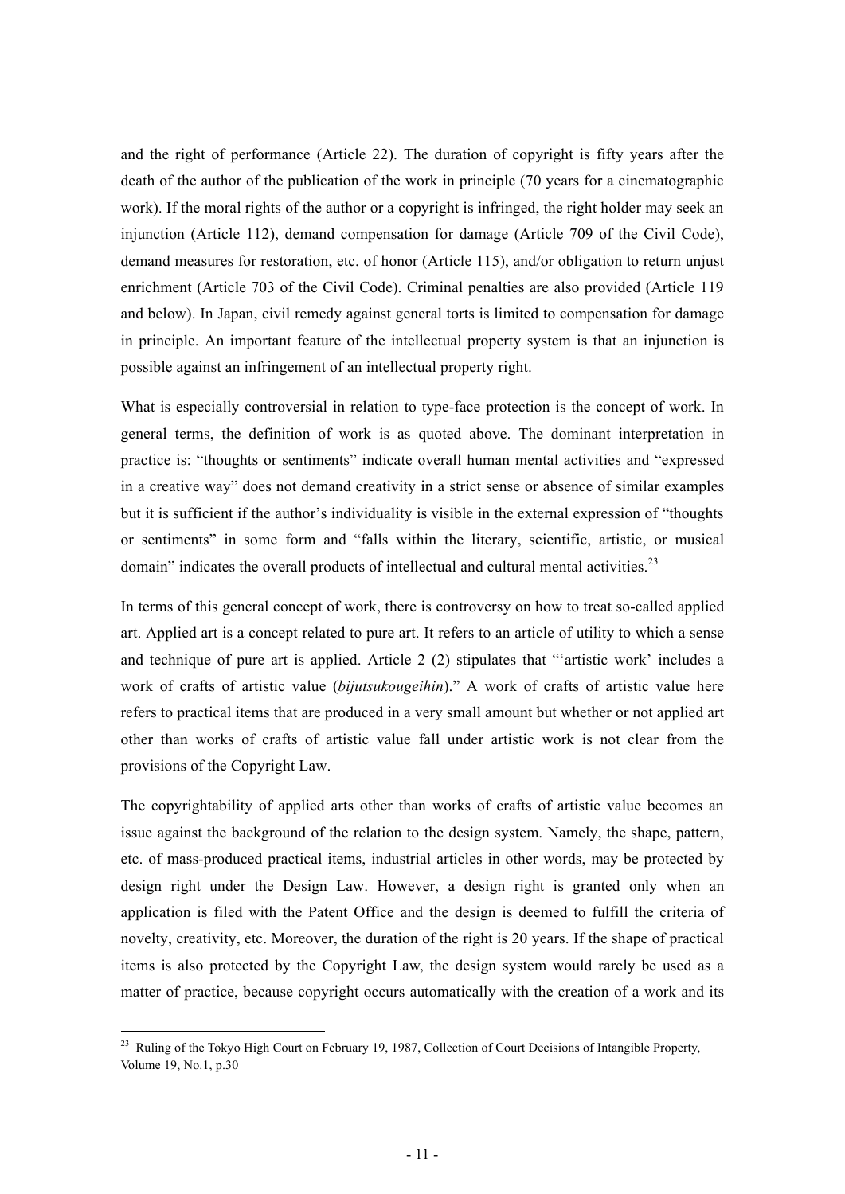and the right of performance (Article 22). The duration of copyright is fifty years after the death of the author of the publication of the work in principle (70 years for a cinematographic work). If the moral rights of the author or a copyright is infringed, the right holder may seek an injunction (Article 112), demand compensation for damage (Article 709 of the Civil Code), demand measures for restoration, etc. of honor (Article 115), and/or obligation to return unjust enrichment (Article 703 of the Civil Code). Criminal penalties are also provided (Article 119 and below). In Japan, civil remedy against general torts is limited to compensation for damage in principle. An important feature of the intellectual property system is that an injunction is possible against an infringement of an intellectual property right.

What is especially controversial in relation to type-face protection is the concept of work. In general terms, the definition of work is as quoted above. The dominant interpretation in practice is: "thoughts or sentiments" indicate overall human mental activities and "expressed in a creative way" does not demand creativity in a strict sense or absence of similar examples but it is sufficient if the author's individuality is visible in the external expression of "thoughts or sentiments" in some form and "falls within the literary, scientific, artistic, or musical domain" indicates the overall products of intellectual and cultural mental activities.[23]

In terms of this general concept of work, there is controversy on how to treat so-called applied art. Applied art is a concept related to pure art. It refers to an article of utility to which a sense and technique of pure art is applied. Article 2 (2) stipulates that "'artistic work' includes a work of crafts of artistic value (*bijutsukougeihin*)." A work of crafts of artistic value here refers to practical items that are produced in a very small amount but whether or not applied art other than works of crafts of artistic value fall under artistic work is not clear from the provisions of the Copyright Law.

The copyrightability of applied arts other than works of crafts of artistic value becomes an issue against the background of the relation to the design system. Namely, the shape, pattern, etc. of mass-produced practical items, industrial articles in other words, may be protected by design right under the Design Law. However, a design right is granted only when an application is filed with the Patent Office and the design is deemed to fulfill the criteria of novelty, creativity, etc. Moreover, the duration of the right is 20 years. If the shape of practical items is also protected by the Copyright Law, the design system would rarely be used as a matter of practice, because copyright occurs automatically with the creation of a work and its

---

[23] Ruling of the Tokyo High Court on February 19, 1987, Collection of Court Decisions of Intangible Property, Volume 19, No.1, p.30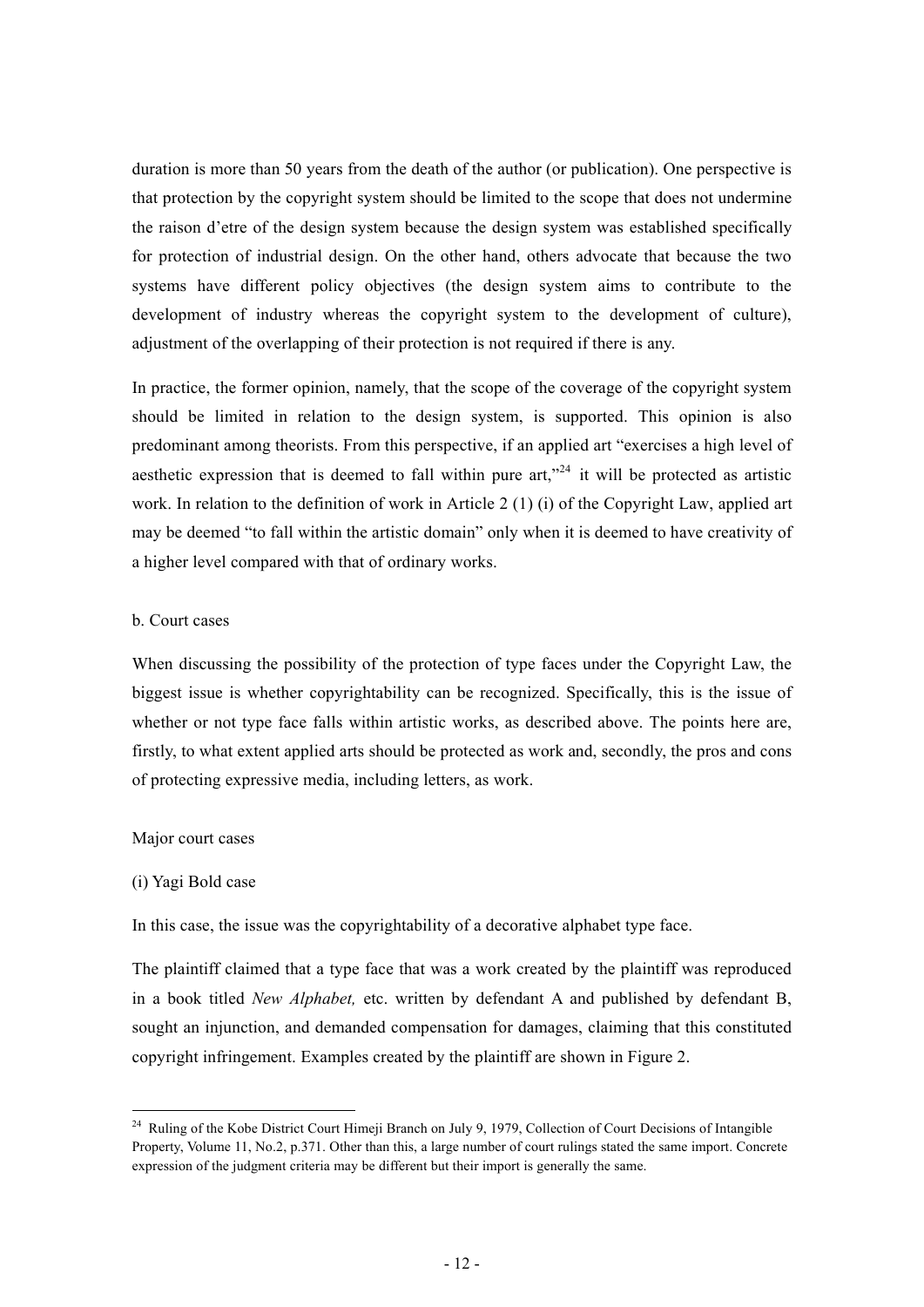duration is more than 50 years from the death of the author (or publication). One perspective is that protection by the copyright system should be limited to the scope that does not undermine the raison d'etre of the design system because the design system was established specifically for protection of industrial design. On the other hand, others advocate that because the two systems have different policy objectives (the design system aims to contribute to the development of industry whereas the copyright system to the development of culture), adjustment of the overlapping of their protection is not required if there is any.

In practice, the former opinion, namely, that the scope of the coverage of the copyright system should be limited in relation to the design system, is supported. This opinion is also predominant among theorists. From this perspective, if an applied art "exercises a high level of aesthetic expression that is deemed to fall within pure art,"[24] it will be protected as artistic work. In relation to the definition of work in Article 2 (1) (i) of the Copyright Law, applied art may be deemed "to fall within the artistic domain" only when it is deemed to have creativity of a higher level compared with that of ordinary works.

b. Court cases

When discussing the possibility of the protection of type faces under the Copyright Law, the biggest issue is whether copyrightability can be recognized. Specifically, this is the issue of whether or not type face falls within artistic works, as described above. The points here are, firstly, to what extent applied arts should be protected as work and, secondly, the pros and cons of protecting expressive media, including letters, as work.

Major court cases

(i) Yagi Bold case

In this case, the issue was the copyrightability of a decorative alphabet type face.

The plaintiff claimed that a type face that was a work created by the plaintiff was reproduced in a book titled *New Alphabet,* etc. written by defendant A and published by defendant B, sought an injunction, and demanded compensation for damages, claiming that this constituted copyright infringement. Examples created by the plaintiff are shown in Figure 2.

---

[24] Ruling of the Kobe District Court Himeji Branch on July 9, 1979, Collection of Court Decisions of Intangible Property, Volume 11, No.2, p.371. Other than this, a large number of court rulings stated the same import. Concrete expression of the judgment criteria may be different but their import is generally the same.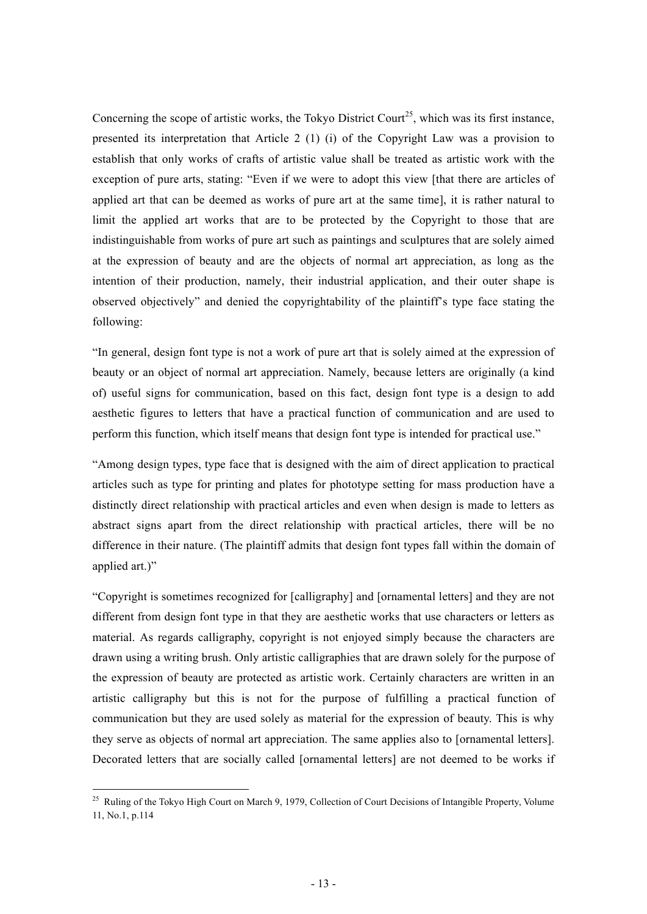Concerning the scope of artistic works, the Tokyo District Court[25], which was its first instance, presented its interpretation that Article 2 (1) (i) of the Copyright Law was a provision to establish that only works of crafts of artistic value shall be treated as artistic work with the exception of pure arts, stating: "Even if we were to adopt this view [that there are articles of applied art that can be deemed as works of pure art at the same time], it is rather natural to limit the applied art works that are to be protected by the Copyright to those that are indistinguishable from works of pure art such as paintings and sculptures that are solely aimed at the expression of beauty and are the objects of normal art appreciation, as long as the intention of their production, namely, their industrial application, and their outer shape is observed objectively" and denied the copyrightability of the plaintiff's type face stating the following:

"In general, design font type is not a work of pure art that is solely aimed at the expression of beauty or an object of normal art appreciation. Namely, because letters are originally (a kind of) useful signs for communication, based on this fact, design font type is a design to add aesthetic figures to letters that have a practical function of communication and are used to perform this function, which itself means that design font type is intended for practical use."

"Among design types, type face that is designed with the aim of direct application to practical articles such as type for printing and plates for phototype setting for mass production have a distinctly direct relationship with practical articles and even when design is made to letters as abstract signs apart from the direct relationship with practical articles, there will be no difference in their nature. (The plaintiff admits that design font types fall within the domain of applied art.)"

"Copyright is sometimes recognized for [calligraphy] and [ornamental letters] and they are not different from design font type in that they are aesthetic works that use characters or letters as material. As regards calligraphy, copyright is not enjoyed simply because the characters are drawn using a writing brush. Only artistic calligraphies that are drawn solely for the purpose of the expression of beauty are protected as artistic work. Certainly characters are written in an artistic calligraphy but this is not for the purpose of fulfilling a practical function of communication but they are used solely as material for the expression of beauty. This is why they serve as objects of normal art appreciation. The same applies also to [ornamental letters]. Decorated letters that are socially called [ornamental letters] are not deemed to be works if

---

[25] Ruling of the Tokyo High Court on March 9, 1979, Collection of Court Decisions of Intangible Property, Volume 11, No.1, p.114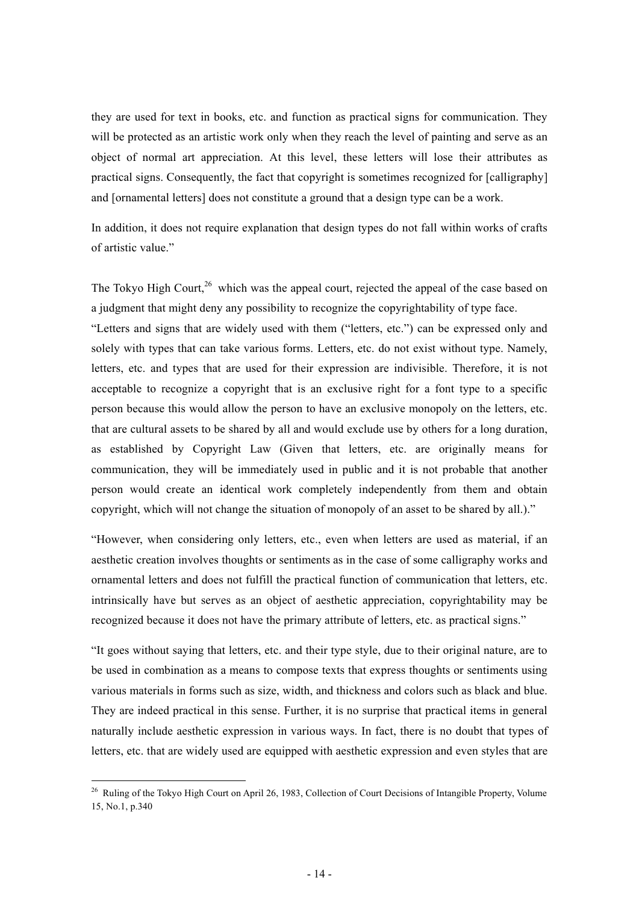they are used for text in books, etc. and function as practical signs for communication. They will be protected as an artistic work only when they reach the level of painting and serve as an object of normal art appreciation. At this level, these letters will lose their attributes as practical signs. Consequently, the fact that copyright is sometimes recognized for [calligraphy] and [ornamental letters] does not constitute a ground that a design type can be a work.

In addition, it does not require explanation that design types do not fall within works of crafts of artistic value."

The Tokyo High Court,[26] which was the appeal court, rejected the appeal of the case based on a judgment that might deny any possibility to recognize the copyrightability of type face.

"Letters and signs that are widely used with them ("letters, etc.") can be expressed only and solely with types that can take various forms. Letters, etc. do not exist without type. Namely, letters, etc. and types that are used for their expression are indivisible. Therefore, it is not acceptable to recognize a copyright that is an exclusive right for a font type to a specific person because this would allow the person to have an exclusive monopoly on the letters, etc. that are cultural assets to be shared by all and would exclude use by others for a long duration, as established by Copyright Law (Given that letters, etc. are originally means for communication, they will be immediately used in public and it is not probable that another person would create an identical work completely independently from them and obtain copyright, which will not change the situation of monopoly of an asset to be shared by all.)."

"However, when considering only letters, etc., even when letters are used as material, if an aesthetic creation involves thoughts or sentiments as in the case of some calligraphy works and ornamental letters and does not fulfill the practical function of communication that letters, etc. intrinsically have but serves as an object of aesthetic appreciation, copyrightability may be recognized because it does not have the primary attribute of letters, etc. as practical signs."

"It goes without saying that letters, etc. and their type style, due to their original nature, are to be used in combination as a means to compose texts that express thoughts or sentiments using various materials in forms such as size, width, and thickness and colors such as black and blue. They are indeed practical in this sense. Further, it is no surprise that practical items in general naturally include aesthetic expression in various ways. In fact, there is no doubt that types of letters, etc. that are widely used are equipped with aesthetic expression and even styles that are

---

[26] Ruling of the Tokyo High Court on April 26, 1983, Collection of Court Decisions of Intangible Property, Volume 15, No.1, p.340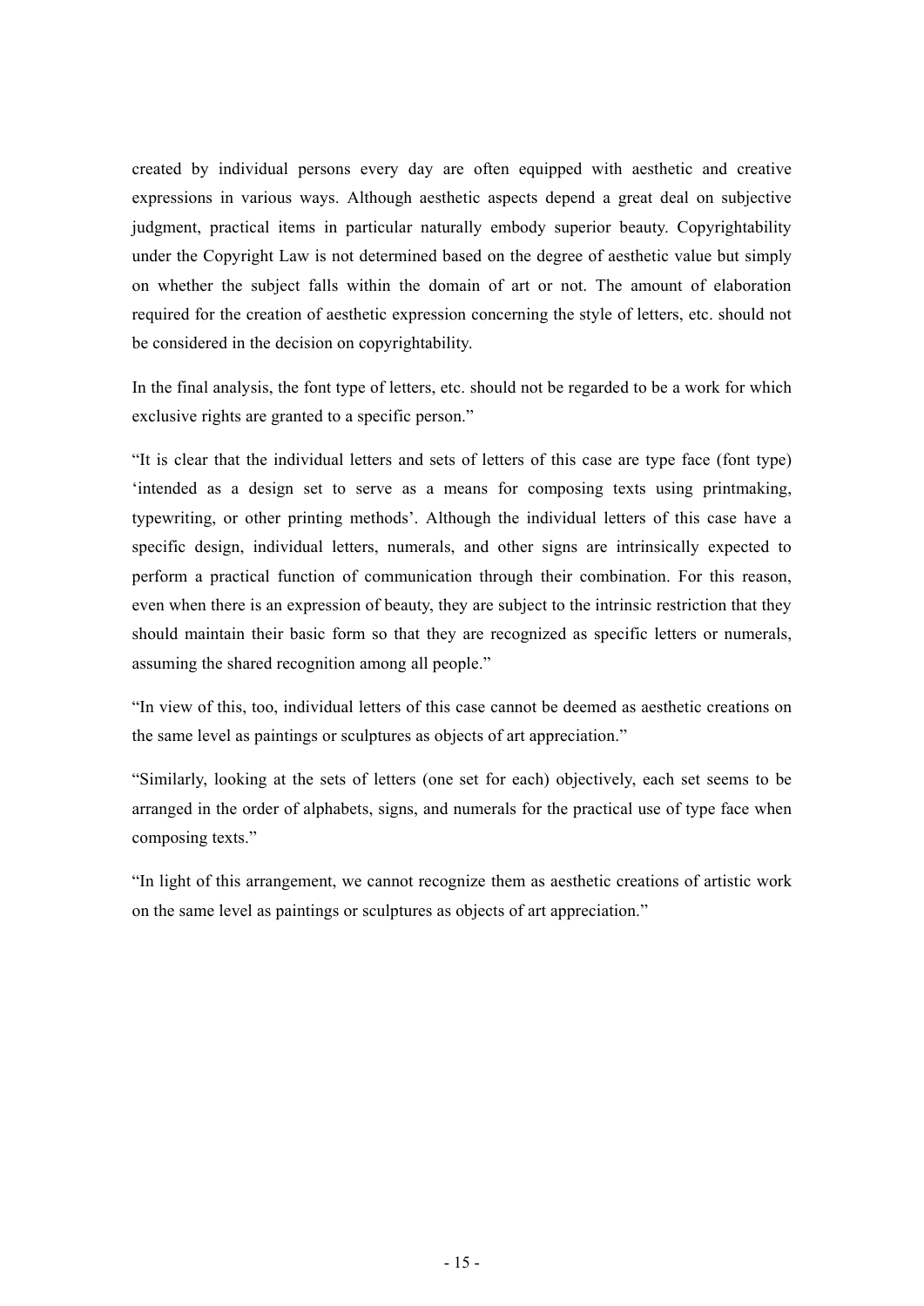created by individual persons every day are often equipped with aesthetic and creative expressions in various ways. Although aesthetic aspects depend a great deal on subjective judgment, practical items in particular naturally embody superior beauty. Copyrightability under the Copyright Law is not determined based on the degree of aesthetic value but simply on whether the subject falls within the domain of art or not. The amount of elaboration required for the creation of aesthetic expression concerning the style of letters, etc. should not be considered in the decision on copyrightability.

In the final analysis, the font type of letters, etc. should not be regarded to be a work for which exclusive rights are granted to a specific person."

"It is clear that the individual letters and sets of letters of this case are type face (font type) 'intended as a design set to serve as a means for composing texts using printmaking, typewriting, or other printing methods'. Although the individual letters of this case have a specific design, individual letters, numerals, and other signs are intrinsically expected to perform a practical function of communication through their combination. For this reason, even when there is an expression of beauty, they are subject to the intrinsic restriction that they should maintain their basic form so that they are recognized as specific letters or numerals, assuming the shared recognition among all people."

"In view of this, too, individual letters of this case cannot be deemed as aesthetic creations on the same level as paintings or sculptures as objects of art appreciation."

"Similarly, looking at the sets of letters (one set for each) objectively, each set seems to be arranged in the order of alphabets, signs, and numerals for the practical use of type face when composing texts."

"In light of this arrangement, we cannot recognize them as aesthetic creations of artistic work on the same level as paintings or sculptures as objects of art appreciation."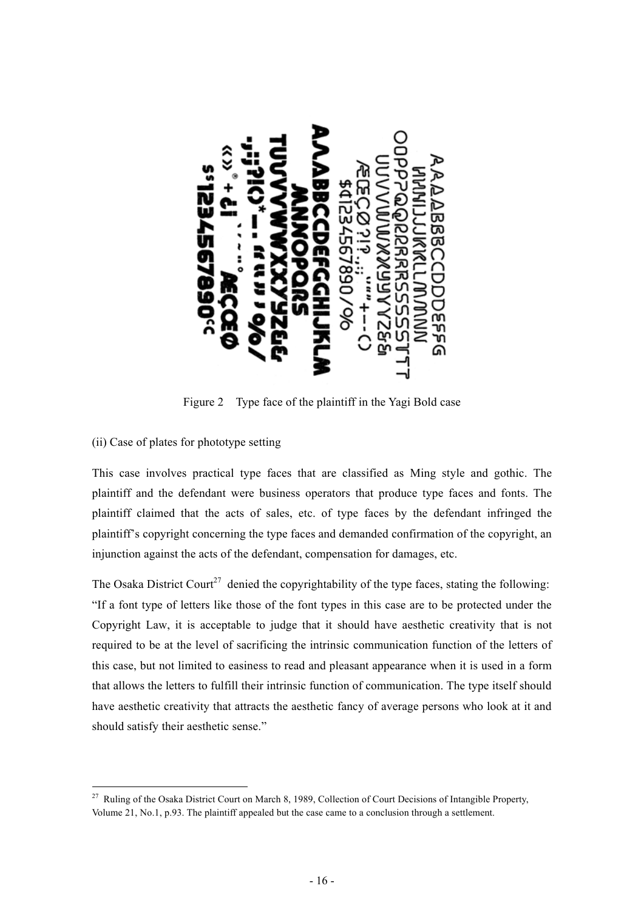Figure 2 Type face of the plaintiff in the Yagi Bold case

(ii) Case of plates for phototype setting

This case involves practical type faces that are classified as Ming style and gothic. The plaintiff and the defendant were business operators that produce type faces and fonts. The plaintiff claimed that the acts of sales, etc. of type faces by the defendant infringed the plaintiff's copyright concerning the type faces and demanded confirmation of the copyright, an injunction against the acts of the defendant, compensation for damages, etc.

The Osaka District Court[27] denied the copyrightability of the type faces, stating the following: "If a font type of letters like those of the font types in this case are to be protected under the Copyright Law, it is acceptable to judge that it should have aesthetic creativity that is not required to be at the level of sacrificing the intrinsic communication function of the letters of this case, but not limited to easiness to read and pleasant appearance when it is used in a form that allows the letters to fulfill their intrinsic function of communication. The type itself should have aesthetic creativity that attracts the aesthetic fancy of average persons who look at it and should satisfy their aesthetic sense."

---

[27] Ruling of the Osaka District Court on March 8, 1989, Collection of Court Decisions of Intangible Property, Volume 21, No.1, p.93. The plaintiff appealed but the case came to a conclusion through a settlement.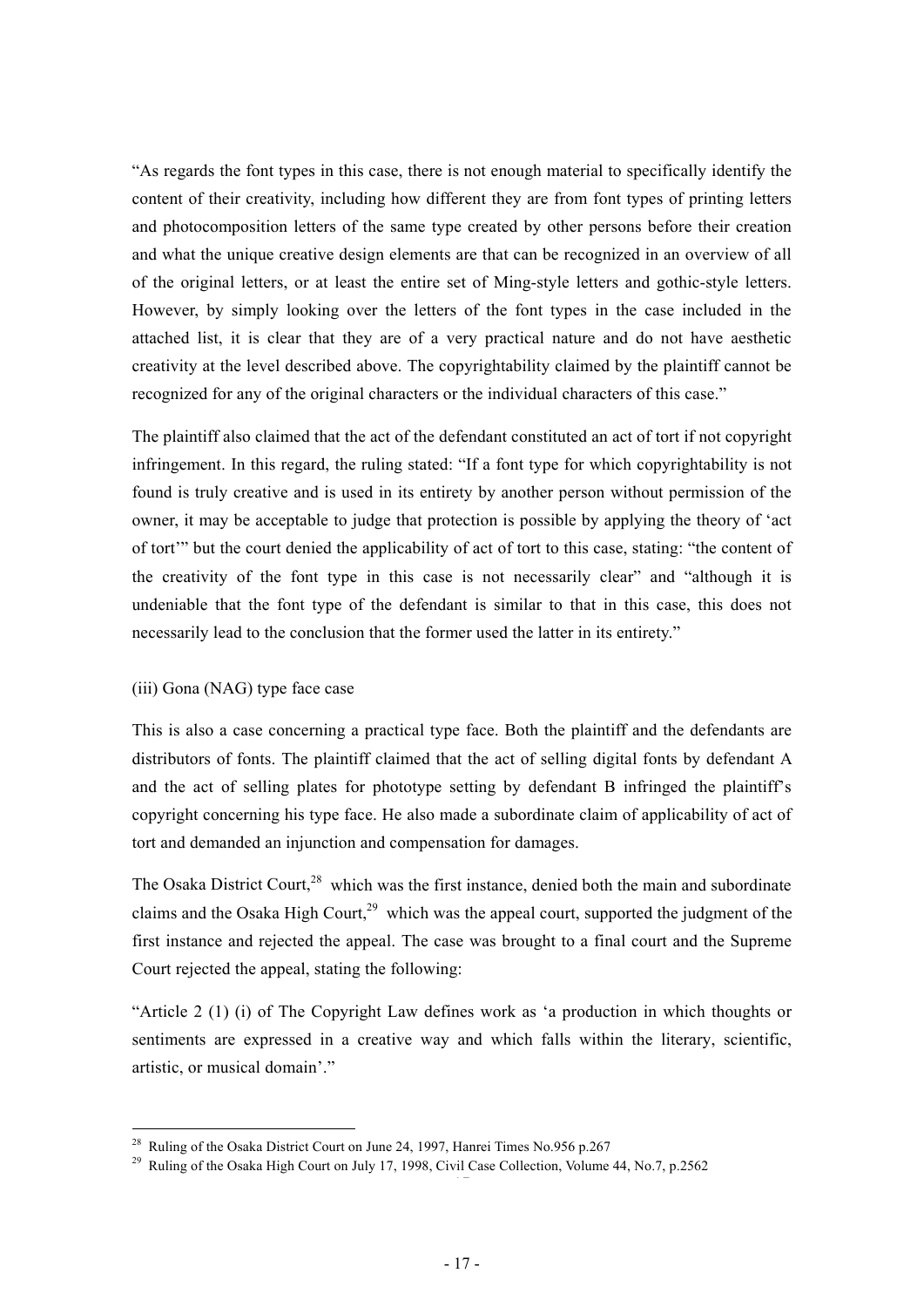"As regards the font types in this case, there is not enough material to specifically identify the content of their creativity, including how different they are from font types of printing letters and photocomposition letters of the same type created by other persons before their creation and what the unique creative design elements are that can be recognized in an overview of all of the original letters, or at least the entire set of Ming-style letters and gothic-style letters. However, by simply looking over the letters of the font types in the case included in the attached list, it is clear that they are of a very practical nature and do not have aesthetic creativity at the level described above. The copyrightability claimed by the plaintiff cannot be recognized for any of the original characters or the individual characters of this case."

The plaintiff also claimed that the act of the defendant constituted an act of tort if not copyright infringement. In this regard, the ruling stated: "If a font type for which copyrightability is not found is truly creative and is used in its entirety by another person without permission of the owner, it may be acceptable to judge that protection is possible by applying the theory of 'act of tort'" but the court denied the applicability of act of tort to this case, stating: "the content of the creativity of the font type in this case is not necessarily clear" and "although it is undeniable that the font type of the defendant is similar to that in this case, this does not necessarily lead to the conclusion that the former used the latter in its entirety."

(iii) Gona (NAG) type face case

This is also a case concerning a practical type face. Both the plaintiff and the defendants are distributors of fonts. The plaintiff claimed that the act of selling digital fonts by defendant A and the act of selling plates for phototype setting by defendant B infringed the plaintiff's copyright concerning his type face. He also made a subordinate claim of applicability of act of tort and demanded an injunction and compensation for damages.

The Osaka District Court,[28] which was the first instance, denied both the main and subordinate claims and the Osaka High Court,[29] which was the appeal court, supported the judgment of the first instance and rejected the appeal. The case was brought to a final court and the Supreme Court rejected the appeal, stating the following:

"Article 2 (1) (i) of The Copyright Law defines work as 'a production in which thoughts or sentiments are expressed in a creative way and which falls within the literary, scientific, artistic, or musical domain'."

---

[28] Ruling of the Osaka District Court on June 24, 1997, Hanrei Times No.956 p.267

[29] Ruling of the Osaka High Court on July 17, 1998, Civil Case Collection, Volume 44, No.7, p.2562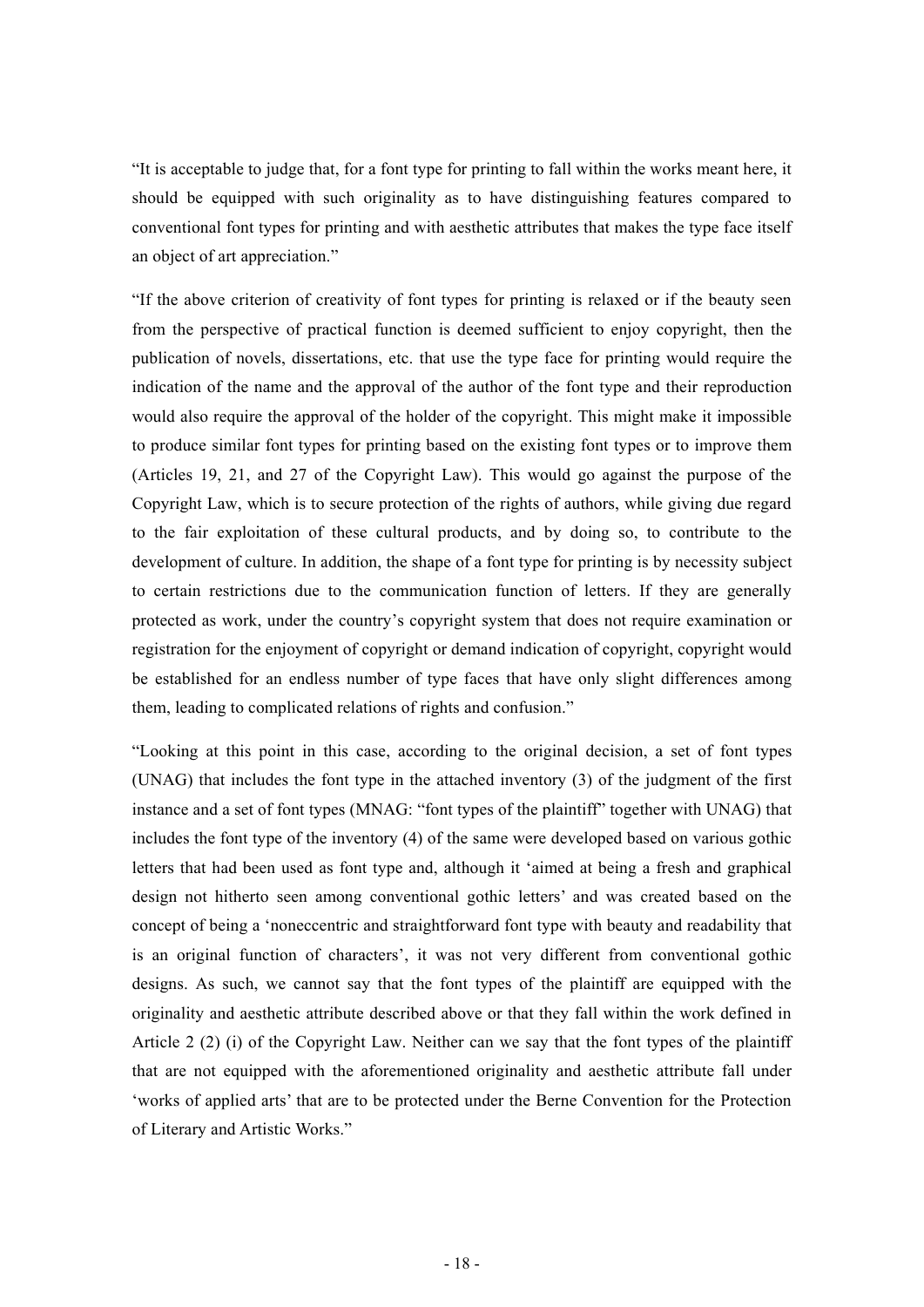"It is acceptable to judge that, for a font type for printing to fall within the works meant here, it should be equipped with such originality as to have distinguishing features compared to conventional font types for printing and with aesthetic attributes that makes the type face itself an object of art appreciation."

"If the above criterion of creativity of font types for printing is relaxed or if the beauty seen from the perspective of practical function is deemed sufficient to enjoy copyright, then the publication of novels, dissertations, etc. that use the type face for printing would require the indication of the name and the approval of the author of the font type and their reproduction would also require the approval of the holder of the copyright. This might make it impossible to produce similar font types for printing based on the existing font types or to improve them (Articles 19, 21, and 27 of the Copyright Law). This would go against the purpose of the Copyright Law, which is to secure protection of the rights of authors, while giving due regard to the fair exploitation of these cultural products, and by doing so, to contribute to the development of culture. In addition, the shape of a font type for printing is by necessity subject to certain restrictions due to the communication function of letters. If they are generally protected as work, under the country's copyright system that does not require examination or registration for the enjoyment of copyright or demand indication of copyright, copyright would be established for an endless number of type faces that have only slight differences among them, leading to complicated relations of rights and confusion."

"Looking at this point in this case, according to the original decision, a set of font types (UNAG) that includes the font type in the attached inventory (3) of the judgment of the first instance and a set of font types (MNAG: "font types of the plaintiff" together with UNAG) that includes the font type of the inventory (4) of the same were developed based on various gothic letters that had been used as font type and, although it 'aimed at being a fresh and graphical design not hitherto seen among conventional gothic letters' and was created based on the concept of being a 'noneccentric and straightforward font type with beauty and readability that is an original function of characters', it was not very different from conventional gothic designs. As such, we cannot say that the font types of the plaintiff are equipped with the originality and aesthetic attribute described above or that they fall within the work defined in Article 2 (2) (i) of the Copyright Law. Neither can we say that the font types of the plaintiff that are not equipped with the aforementioned originality and aesthetic attribute fall under 'works of applied arts' that are to be protected under the Berne Convention for the Protection of Literary and Artistic Works."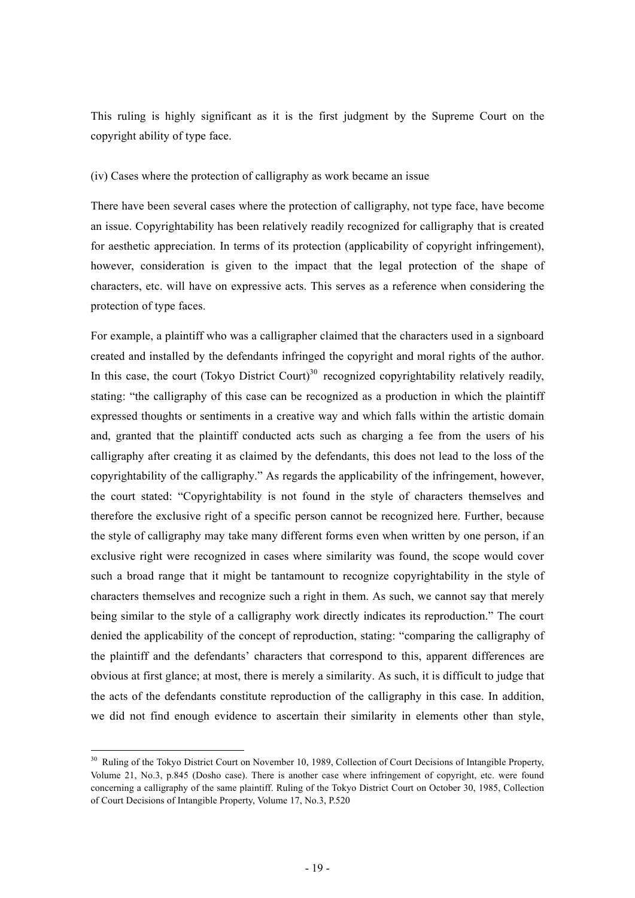This ruling is highly significant as it is the first judgment by the Supreme Court on the copyright ability of type face.

(iv) Cases where the protection of calligraphy as work became an issue

There have been several cases where the protection of calligraphy, not type face, have become an issue. Copyrightability has been relatively readily recognized for calligraphy that is created for aesthetic appreciation. In terms of its protection (applicability of copyright infringement), however, consideration is given to the impact that the legal protection of the shape of characters, etc. will have on expressive acts. This serves as a reference when considering the protection of type faces.

For example, a plaintiff who was a calligrapher claimed that the characters used in a signboard created and installed by the defendants infringed the copyright and moral rights of the author. In this case, the court (Tokyo District Court)[30] recognized copyrightability relatively readily, stating: "the calligraphy of this case can be recognized as a production in which the plaintiff expressed thoughts or sentiments in a creative way and which falls within the artistic domain and, granted that the plaintiff conducted acts such as charging a fee from the users of his calligraphy after creating it as claimed by the defendants, this does not lead to the loss of the copyrightability of the calligraphy." As regards the applicability of the infringement, however, the court stated: "Copyrightability is not found in the style of characters themselves and therefore the exclusive right of a specific person cannot be recognized here. Further, because the style of calligraphy may take many different forms even when written by one person, if an exclusive right were recognized in cases where similarity was found, the scope would cover such a broad range that it might be tantamount to recognize copyrightability in the style of characters themselves and recognize such a right in them. As such, we cannot say that merely being similar to the style of a calligraphy work directly indicates its reproduction." The court denied the applicability of the concept of reproduction, stating: "comparing the calligraphy of the plaintiff and the defendants' characters that correspond to this, apparent differences are obvious at first glance; at most, there is merely a similarity. As such, it is difficult to judge that the acts of the defendants constitute reproduction of the calligraphy in this case. In addition, we did not find enough evidence to ascertain their similarity in elements other than style,

[30] Ruling of the Tokyo District Court on November 10, 1989, Collection of Court Decisions of Intangible Property, Volume 21, No.3, p.845 (Dosho case). There is another case where infringement of copyright, etc. were found concerning a calligraphy of the same plaintiff. Ruling of the Tokyo District Court on October 30, 1985, Collection of Court Decisions of Intangible Property, Volume 17, No.3, P.520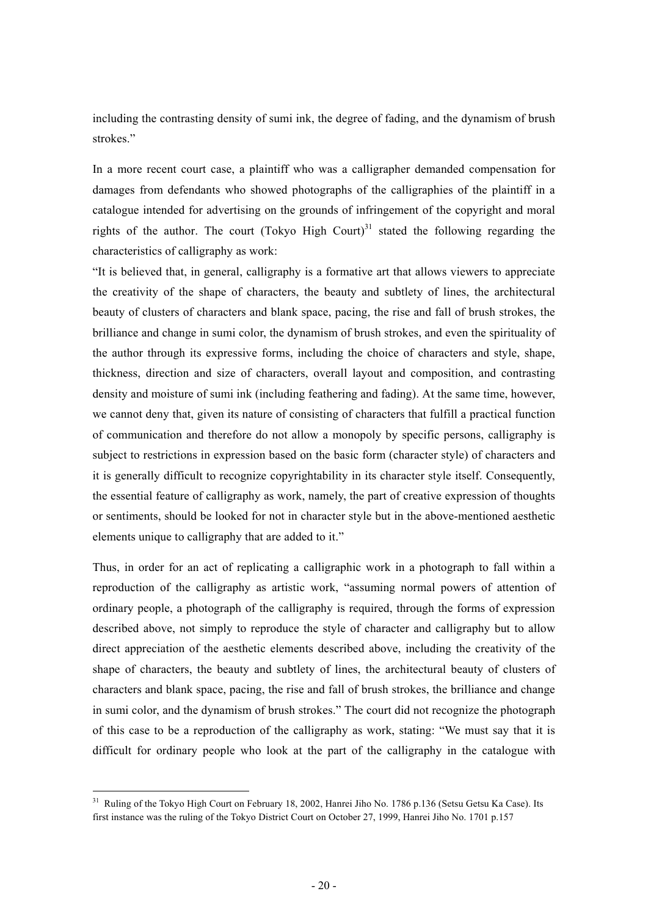including the contrasting density of sumi ink, the degree of fading, and the dynamism of brush strokes."

In a more recent court case, a plaintiff who was a calligrapher demanded compensation for damages from defendants who showed photographs of the calligraphies of the plaintiff in a catalogue intended for advertising on the grounds of infringement of the copyright and moral rights of the author. The court (Tokyo High Court)[31] stated the following regarding the characteristics of calligraphy as work:

"It is believed that, in general, calligraphy is a formative art that allows viewers to appreciate the creativity of the shape of characters, the beauty and subtlety of lines, the architectural beauty of clusters of characters and blank space, pacing, the rise and fall of brush strokes, the brilliance and change in sumi color, the dynamism of brush strokes, and even the spirituality of the author through its expressive forms, including the choice of characters and style, shape, thickness, direction and size of characters, overall layout and composition, and contrasting density and moisture of sumi ink (including feathering and fading). At the same time, however, we cannot deny that, given its nature of consisting of characters that fulfill a practical function of communication and therefore do not allow a monopoly by specific persons, calligraphy is subject to restrictions in expression based on the basic form (character style) of characters and it is generally difficult to recognize copyrightability in its character style itself. Consequently, the essential feature of calligraphy as work, namely, the part of creative expression of thoughts or sentiments, should be looked for not in character style but in the above-mentioned aesthetic elements unique to calligraphy that are added to it."

Thus, in order for an act of replicating a calligraphic work in a photograph to fall within a reproduction of the calligraphy as artistic work, "assuming normal powers of attention of ordinary people, a photograph of the calligraphy is required, through the forms of expression described above, not simply to reproduce the style of character and calligraphy but to allow direct appreciation of the aesthetic elements described above, including the creativity of the shape of characters, the beauty and subtlety of lines, the architectural beauty of clusters of characters and blank space, pacing, the rise and fall of brush strokes, the brilliance and change in sumi color, and the dynamism of brush strokes." The court did not recognize the photograph of this case to be a reproduction of the calligraphy as work, stating: "We must say that it is difficult for ordinary people who look at the part of the calligraphy in the catalogue with

[31] Ruling of the Tokyo High Court on February 18, 2002, Hanrei Jiho No. 1786 p.136 (Setsu Getsu Ka Case). Its first instance was the ruling of the Tokyo District Court on October 27, 1999, Hanrei Jiho No. 1701 p.157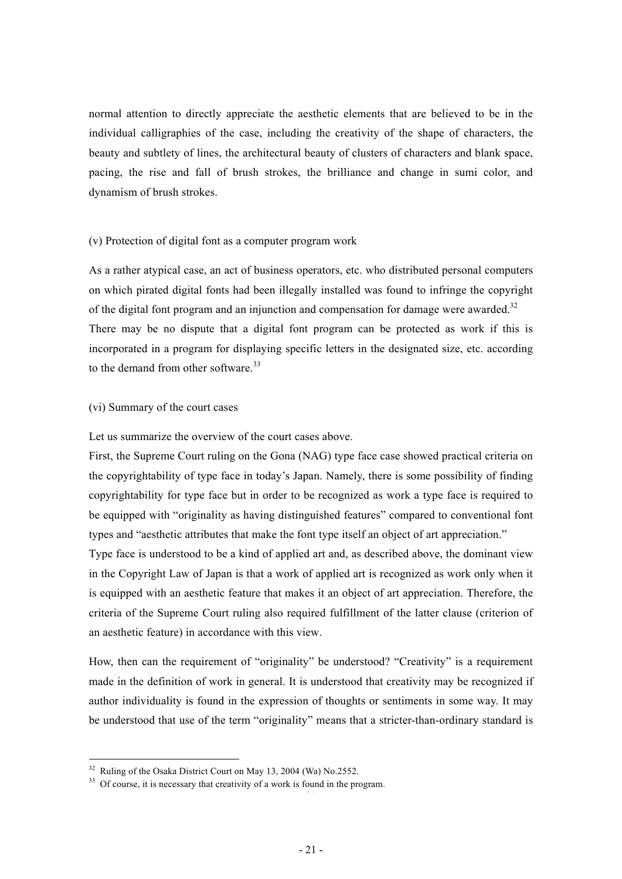normal attention to directly appreciate the aesthetic elements that are believed to be in the individual calligraphies of the case, including the creativity of the shape of characters, the beauty and subtlety of lines, the architectural beauty of clusters of characters and blank space, pacing, the rise and fall of brush strokes, the brilliance and change in sumi color, and dynamism of brush strokes.

(v) Protection of digital font as a computer program work

As a rather atypical case, an act of business operators, etc. who distributed personal computers on which pirated digital fonts had been illegally installed was found to infringe the copyright of the digital font program and an injunction and compensation for damage were awarded.[32] There may be no dispute that a digital font program can be protected as work if this is incorporated in a program for displaying specific letters in the designated size, etc. according to the demand from other software.[33]

(vi) Summary of the court cases

Let us summarize the overview of the court cases above.

First, the Supreme Court ruling on the Gona (NAG) type face case showed practical criteria on the copyrightability of type face in today's Japan. Namely, there is some possibility of finding copyrightability for type face but in order to be recognized as work a type face is required to be equipped with "originality as having distinguished features" compared to conventional font types and "aesthetic attributes that make the font type itself an object of art appreciation."

Type face is understood to be a kind of applied art and, as described above, the dominant view in the Copyright Law of Japan is that a work of applied art is recognized as work only when it is equipped with an aesthetic feature that makes it an object of art appreciation. Therefore, the criteria of the Supreme Court ruling also required fulfillment of the latter clause (criterion of an aesthetic feature) in accordance with this view.

How, then can the requirement of "originality" be understood? "Creativity" is a requirement made in the definition of work in general. It is understood that creativity may be recognized if author individuality is found in the expression of thoughts or sentiments in some way. It may be understood that use of the term "originality" means that a stricter-than-ordinary standard is

---

[32] Ruling of the Osaka District Court on May 13, 2004 (Wa) No.2552.

[33] Of course, it is necessary that creativity of a work is found in the program.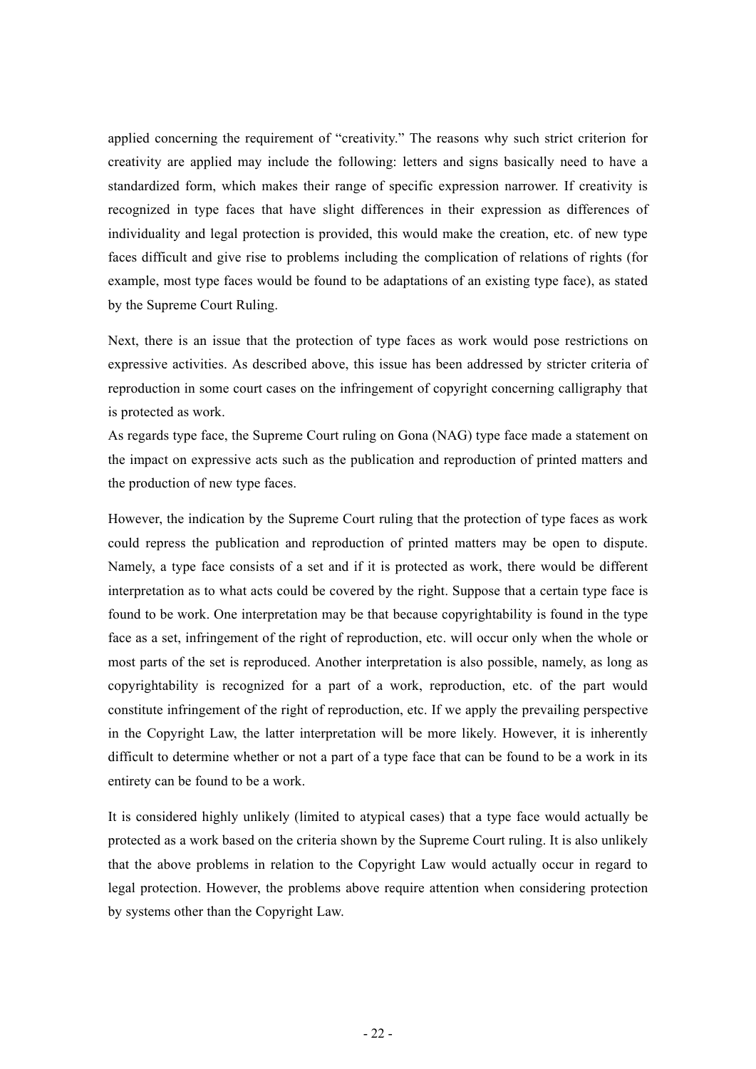applied concerning the requirement of “creativity.” The reasons why such strict criterion for creativity are applied may include the following: letters and signs basically need to have a standardized form, which makes their range of specific expression narrower. If creativity is recognized in type faces that have slight differences in their expression as differences of individuality and legal protection is provided, this would make the creation, etc. of new type faces difficult and give rise to problems including the complication of relations of rights (for example, most type faces would be found to be adaptations of an existing type face), as stated by the Supreme Court Ruling.

Next, there is an issue that the protection of type faces as work would pose restrictions on expressive activities. As described above, this issue has been addressed by stricter criteria of reproduction in some court cases on the infringement of copyright concerning calligraphy that is protected as work.
As regards type face, the Supreme Court ruling on Gona (NAG) type face made a statement on the impact on expressive acts such as the publication and reproduction of printed matters and the production of new type faces.

However, the indication by the Supreme Court ruling that the protection of type faces as work could repress the publication and reproduction of printed matters may be open to dispute. Namely, a type face consists of a set and if it is protected as work, there would be different interpretation as to what acts could be covered by the right. Suppose that a certain type face is found to be work. One interpretation may be that because copyrightability is found in the type face as a set, infringement of the right of reproduction, etc. will occur only when the whole or most parts of the set is reproduced. Another interpretation is also possible, namely, as long as copyrightability is recognized for a part of a work, reproduction, etc. of the part would constitute infringement of the right of reproduction, etc. If we apply the prevailing perspective in the Copyright Law, the latter interpretation will be more likely. However, it is inherently difficult to determine whether or not a part of a type face that can be found to be a work in its entirety can be found to be a work.

It is considered highly unlikely (limited to atypical cases) that a type face would actually be protected as a work based on the criteria shown by the Supreme Court ruling. It is also unlikely that the above problems in relation to the Copyright Law would actually occur in regard to legal protection. However, the problems above require attention when considering protection by systems other than the Copyright Law.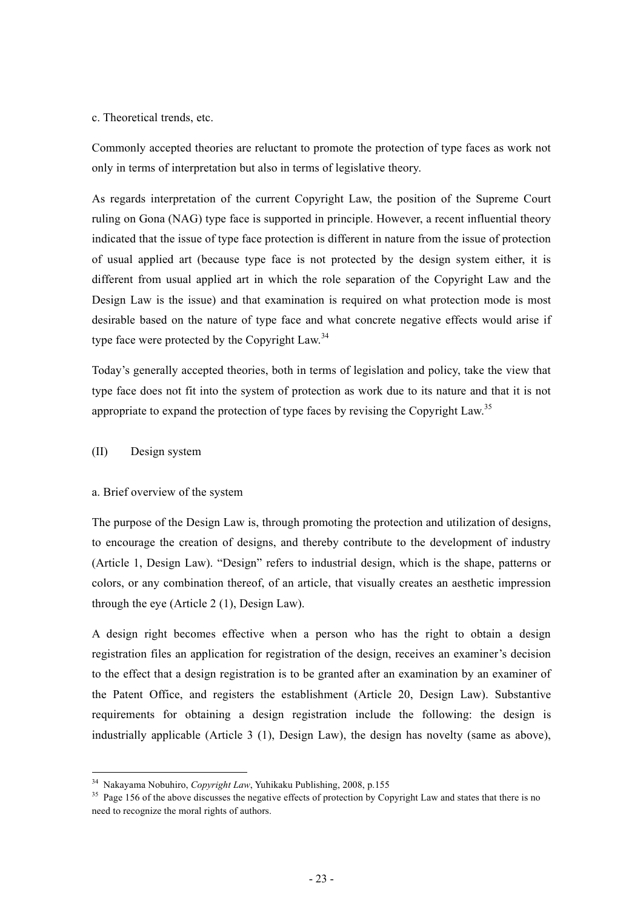c. Theoretical trends, etc.

Commonly accepted theories are reluctant to promote the protection of type faces as work not only in terms of interpretation but also in terms of legislative theory.

As regards interpretation of the current Copyright Law, the position of the Supreme Court ruling on Gona (NAG) type face is supported in principle. However, a recent influential theory indicated that the issue of type face protection is different in nature from the issue of protection of usual applied art (because type face is not protected by the design system either, it is different from usual applied art in which the role separation of the Copyright Law and the Design Law is the issue) and that examination is required on what protection mode is most desirable based on the nature of type face and what concrete negative effects would arise if type face were protected by the Copyright Law.[34]

Today's generally accepted theories, both in terms of legislation and policy, take the view that type face does not fit into the system of protection as work due to its nature and that it is not appropriate to expand the protection of type faces by revising the Copyright Law.[35]

(II) Design system

a. Brief overview of the system

The purpose of the Design Law is, through promoting the protection and utilization of designs, to encourage the creation of designs, and thereby contribute to the development of industry (Article 1, Design Law). "Design" refers to industrial design, which is the shape, patterns or colors, or any combination thereof, of an article, that visually creates an aesthetic impression through the eye (Article 2 (1), Design Law).

A design right becomes effective when a person who has the right to obtain a design registration files an application for registration of the design, receives an examiner's decision to the effect that a design registration is to be granted after an examination by an examiner of the Patent Office, and registers the establishment (Article 20, Design Law). Substantive requirements for obtaining a design registration include the following: the design is industrially applicable (Article 3 (1), Design Law), the design has novelty (same as above),

---

[34] Nakayama Nobuhiro, *Copyright Law*, Yuhikaku Publishing, 2008, p.155

[35] Page 156 of the above discusses the negative effects of protection by Copyright Law and states that there is no need to recognize the moral rights of authors.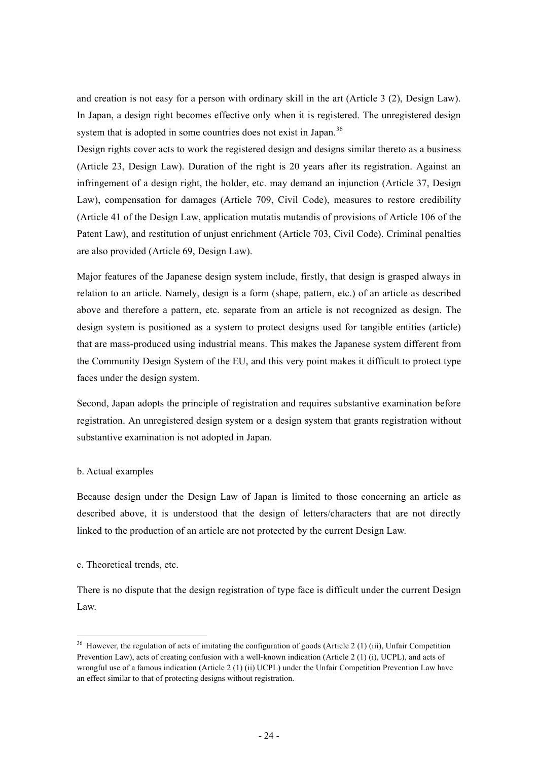and creation is not easy for a person with ordinary skill in the art (Article 3 (2), Design Law). In Japan, a design right becomes effective only when it is registered. The unregistered design system that is adopted in some countries does not exist in Japan.[36]

Design rights cover acts to work the registered design and designs similar thereto as a business (Article 23, Design Law). Duration of the right is 20 years after its registration. Against an infringement of a design right, the holder, etc. may demand an injunction (Article 37, Design Law), compensation for damages (Article 709, Civil Code), measures to restore credibility (Article 41 of the Design Law, application mutatis mutandis of provisions of Article 106 of the Patent Law), and restitution of unjust enrichment (Article 703, Civil Code). Criminal penalties are also provided (Article 69, Design Law).

Major features of the Japanese design system include, firstly, that design is grasped always in relation to an article. Namely, design is a form (shape, pattern, etc.) of an article as described above and therefore a pattern, etc. separate from an article is not recognized as design. The design system is positioned as a system to protect designs used for tangible entities (article) that are mass-produced using industrial means. This makes the Japanese system different from the Community Design System of the EU, and this very point makes it difficult to protect type faces under the design system.

Second, Japan adopts the principle of registration and requires substantive examination before registration. An unregistered design system or a design system that grants registration without substantive examination is not adopted in Japan.

b. Actual examples

Because design under the Design Law of Japan is limited to those concerning an article as described above, it is understood that the design of letters/characters that are not directly linked to the production of an article are not protected by the current Design Law.

c. Theoretical trends, etc.

There is no dispute that the design registration of type face is difficult under the current Design Law.

---

[36] However, the regulation of acts of imitating the configuration of goods (Article 2 (1) (iii), Unfair Competition Prevention Law), acts of creating confusion with a well-known indication (Article 2 (1) (i), UCPL), and acts of wrongful use of a famous indication (Article 2 (1) (ii) UCPL) under the Unfair Competition Prevention Law have an effect similar to that of protecting designs without registration.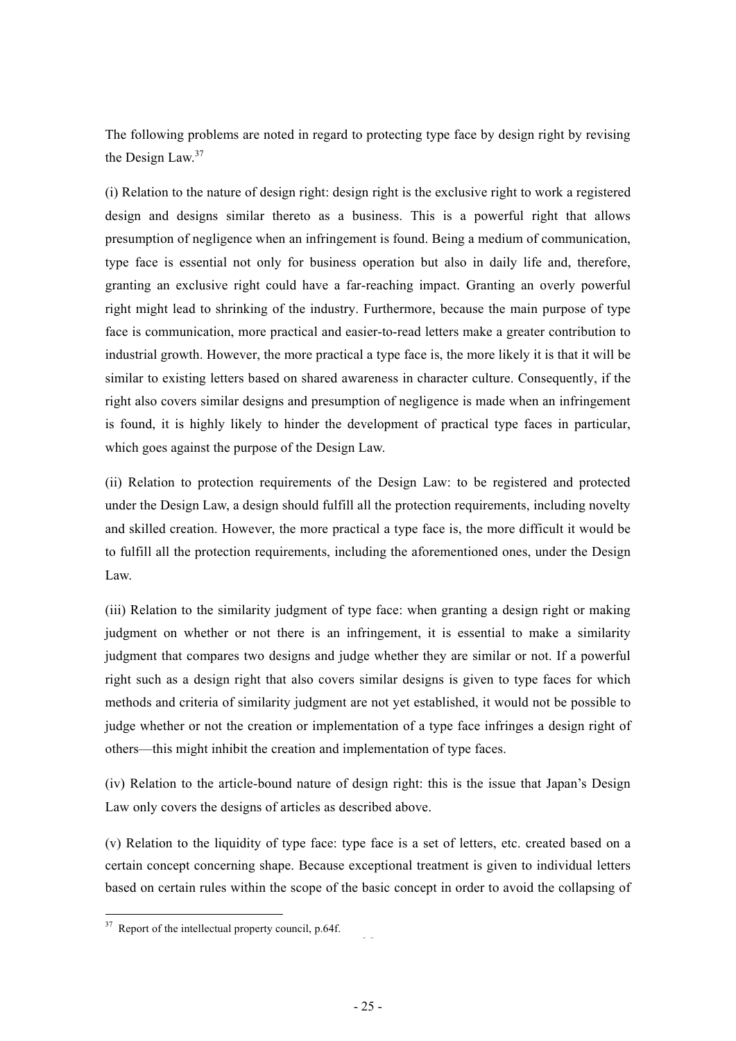The following problems are noted in regard to protecting type face by design right by revising the Design Law.[37]

(i) Relation to the nature of design right: design right is the exclusive right to work a registered design and designs similar thereto as a business. This is a powerful right that allows presumption of negligence when an infringement is found. Being a medium of communication, type face is essential not only for business operation but also in daily life and, therefore, granting an exclusive right could have a far-reaching impact. Granting an overly powerful right might lead to shrinking of the industry. Furthermore, because the main purpose of type face is communication, more practical and easier-to-read letters make a greater contribution to industrial growth. However, the more practical a type face is, the more likely it is that it will be similar to existing letters based on shared awareness in character culture. Consequently, if the right also covers similar designs and presumption of negligence is made when an infringement is found, it is highly likely to hinder the development of practical type faces in particular, which goes against the purpose of the Design Law.

(ii) Relation to protection requirements of the Design Law: to be registered and protected under the Design Law, a design should fulfill all the protection requirements, including novelty and skilled creation. However, the more practical a type face is, the more difficult it would be to fulfill all the protection requirements, including the aforementioned ones, under the Design Law.

(iii) Relation to the similarity judgment of type face: when granting a design right or making judgment on whether or not there is an infringement, it is essential to make a similarity judgment that compares two designs and judge whether they are similar or not. If a powerful right such as a design right that also covers similar designs is given to type faces for which methods and criteria of similarity judgment are not yet established, it would not be possible to judge whether or not the creation or implementation of a type face infringes a design right of others—this might inhibit the creation and implementation of type faces.

(iv) Relation to the article-bound nature of design right: this is the issue that Japan's Design Law only covers the designs of articles as described above.

(v) Relation to the liquidity of type face: type face is a set of letters, etc. created based on a certain concept concerning shape. Because exceptional treatment is given to individual letters based on certain rules within the scope of the basic concept in order to avoid the collapsing of

---

[37] Report of the intellectual property council, p.64f.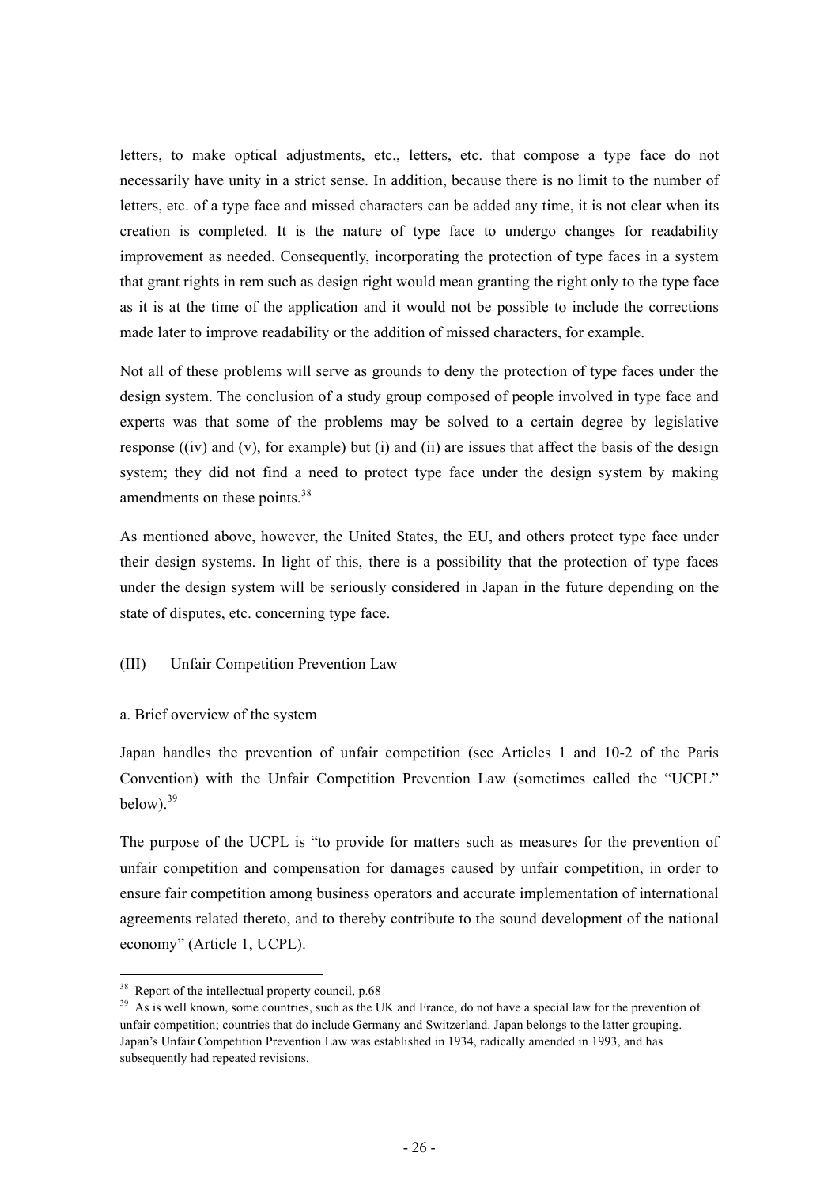letters, to make optical adjustments, etc., letters, etc. that compose a type face do not necessarily have unity in a strict sense. In addition, because there is no limit to the number of letters, etc. of a type face and missed characters can be added any time, it is not clear when its creation is completed. It is the nature of type face to undergo changes for readability improvement as needed. Consequently, incorporating the protection of type faces in a system that grant rights in rem such as design right would mean granting the right only to the type face as it is at the time of the application and it would not be possible to include the corrections made later to improve readability or the addition of missed characters, for example.

Not all of these problems will serve as grounds to deny the protection of type faces under the design system. The conclusion of a study group composed of people involved in type face and experts was that some of the problems may be solved to a certain degree by legislative response ((iv) and (v), for example) but (i) and (ii) are issues that affect the basis of the design system; they did not find a need to protect type face under the design system by making amendments on these points.[38]

As mentioned above, however, the United States, the EU, and others protect type face under their design systems. In light of this, there is a possibility that the protection of type faces under the design system will be seriously considered in Japan in the future depending on the state of disputes, etc. concerning type face.

### (III) Unfair Competition Prevention Law

#### a. Brief overview of the system

Japan handles the prevention of unfair competition (see Articles 1 and 10-2 of the Paris Convention) with the Unfair Competition Prevention Law (sometimes called the "UCPL" below).[39]

The purpose of the UCPL is "to provide for matters such as measures for the prevention of unfair competition and compensation for damages caused by unfair competition, in order to ensure fair competition among business operators and accurate implementation of international agreements related thereto, and to thereby contribute to the sound development of the national economy" (Article 1, UCPL).

---

[38] Report of the intellectual property council, p.68

[39] As is well known, some countries, such as the UK and France, do not have a special law for the prevention of unfair competition; countries that do include Germany and Switzerland. Japan belongs to the latter grouping. Japan's Unfair Competition Prevention Law was established in 1934, radically amended in 1993, and has subsequently had repeated revisions.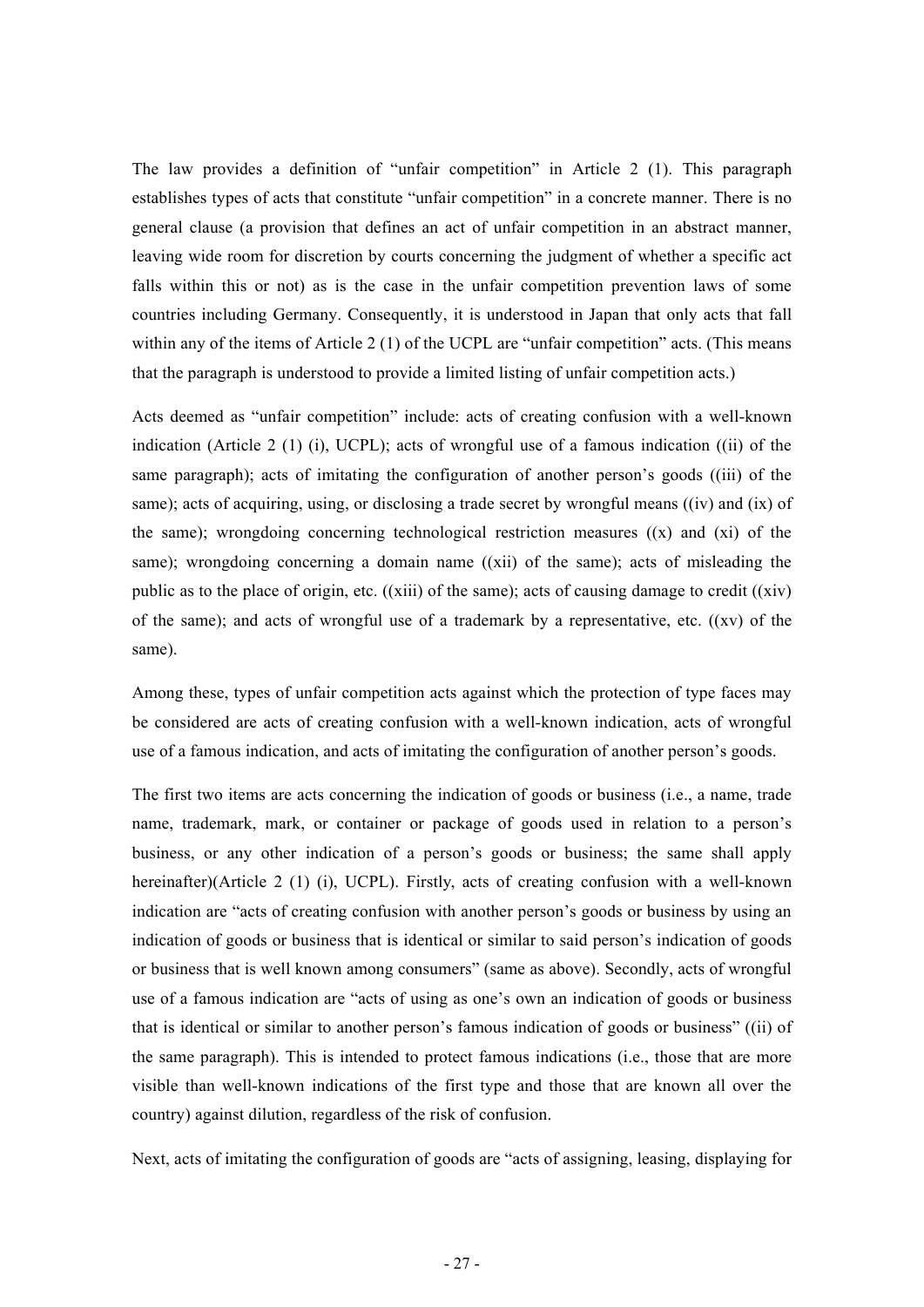The law provides a definition of "unfair competition" in Article 2 (1). This paragraph establishes types of acts that constitute "unfair competition" in a concrete manner. There is no general clause (a provision that defines an act of unfair competition in an abstract manner, leaving wide room for discretion by courts concerning the judgment of whether a specific act falls within this or not) as is the case in the unfair competition prevention laws of some countries including Germany. Consequently, it is understood in Japan that only acts that fall within any of the items of Article 2 (1) of the UCPL are "unfair competition" acts. (This means that the paragraph is understood to provide a limited listing of unfair competition acts.)

Acts deemed as "unfair competition" include: acts of creating confusion with a well-known indication (Article 2 (1) (i), UCPL); acts of wrongful use of a famous indication ((ii) of the same paragraph); acts of imitating the configuration of another person's goods ((iii) of the same); acts of acquiring, using, or disclosing a trade secret by wrongful means ((iv) and (ix) of the same); wrongdoing concerning technological restriction measures ((x) and (xi) of the same); wrongdoing concerning a domain name ((xii) of the same); acts of misleading the public as to the place of origin, etc. ((xiii) of the same); acts of causing damage to credit ((xiv) of the same); and acts of wrongful use of a trademark by a representative, etc. ((xv) of the same).

Among these, types of unfair competition acts against which the protection of type faces may be considered are acts of creating confusion with a well-known indication, acts of wrongful use of a famous indication, and acts of imitating the configuration of another person's goods.

The first two items are acts concerning the indication of goods or business (i.e., a name, trade name, trademark, mark, or container or package of goods used in relation to a person's business, or any other indication of a person's goods or business; the same shall apply hereinafter)(Article 2 (1) (i), UCPL). Firstly, acts of creating confusion with a well-known indication are "acts of creating confusion with another person's goods or business by using an indication of goods or business that is identical or similar to said person's indication of goods or business that is well known among consumers" (same as above). Secondly, acts of wrongful use of a famous indication are "acts of using as one's own an indication of goods or business that is identical or similar to another person's famous indication of goods or business" ((ii) of the same paragraph). This is intended to protect famous indications (i.e., those that are more visible than well-known indications of the first type and those that are known all over the country) against dilution, regardless of the risk of confusion.

Next, acts of imitating the configuration of goods are "acts of assigning, leasing, displaying for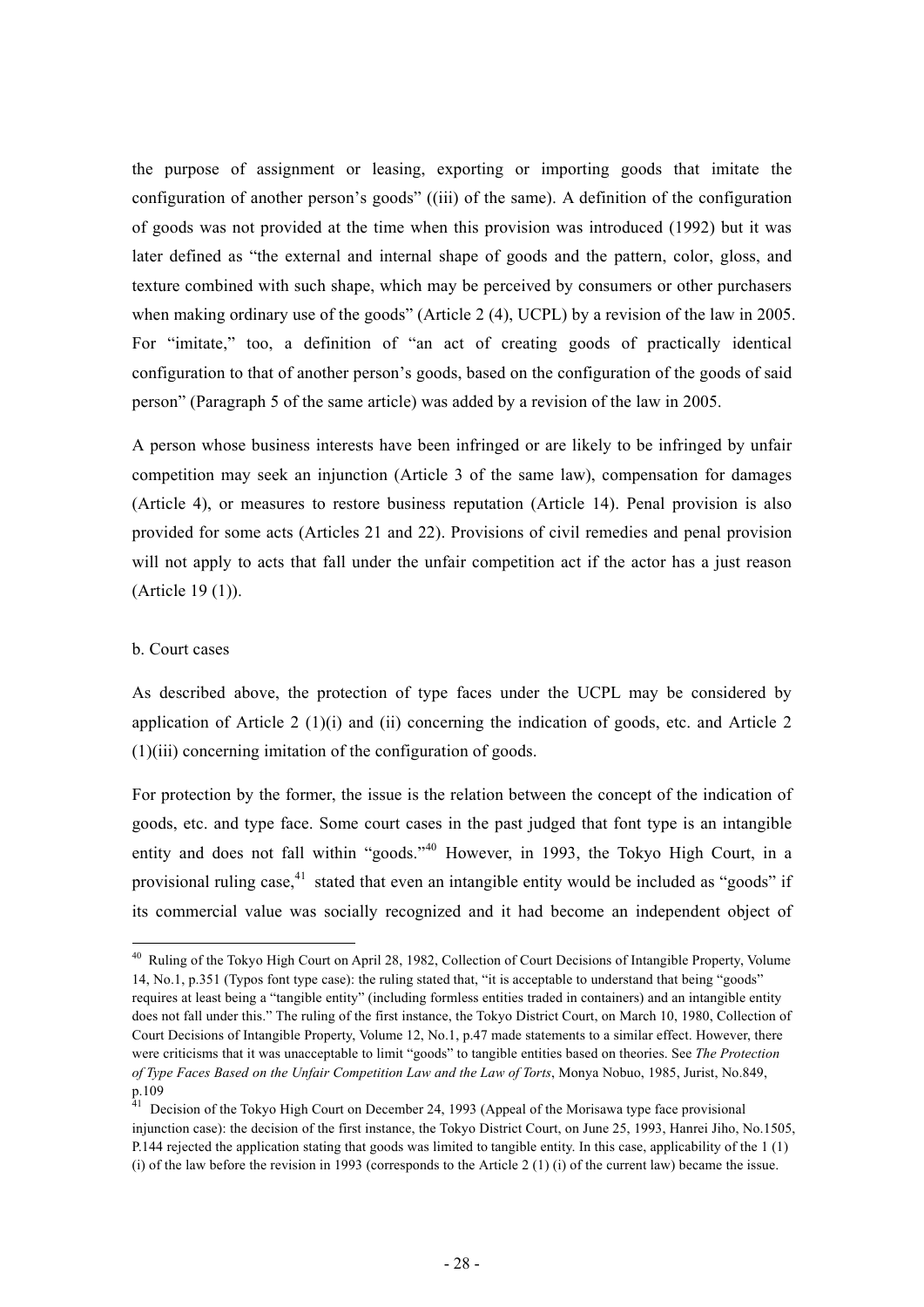the purpose of assignment or leasing, exporting or importing goods that imitate the configuration of another person's goods" ((iii) of the same). A definition of the configuration of goods was not provided at the time when this provision was introduced (1992) but it was later defined as "the external and internal shape of goods and the pattern, color, gloss, and texture combined with such shape, which may be perceived by consumers or other purchasers when making ordinary use of the goods" (Article 2 (4), UCPL) by a revision of the law in 2005. For "imitate," too, a definition of "an act of creating goods of practically identical configuration to that of another person's goods, based on the configuration of the goods of said person" (Paragraph 5 of the same article) was added by a revision of the law in 2005.

A person whose business interests have been infringed or are likely to be infringed by unfair competition may seek an injunction (Article 3 of the same law), compensation for damages (Article 4), or measures to restore business reputation (Article 14). Penal provision is also provided for some acts (Articles 21 and 22). Provisions of civil remedies and penal provision will not apply to acts that fall under the unfair competition act if the actor has a just reason (Article 19 (1)).

b. Court cases

As described above, the protection of type faces under the UCPL may be considered by application of Article 2 (1)(i) and (ii) concerning the indication of goods, etc. and Article 2 (1)(iii) concerning imitation of the configuration of goods.

For protection by the former, the issue is the relation between the concept of the indication of goods, etc. and type face. Some court cases in the past judged that font type is an intangible entity and does not fall within "goods."[40] However, in 1993, the Tokyo High Court, in a provisional ruling case,[41] stated that even an intangible entity would be included as "goods" if its commercial value was socially recognized and it had become an independent object of

---

[40] Ruling of the Tokyo High Court on April 28, 1982, Collection of Court Decisions of Intangible Property, Volume 14, No.1, p.351 (Typos font type case): the ruling stated that, "it is acceptable to understand that being "goods" requires at least being a "tangible entity" (including formless entities traded in containers) and an intangible entity does not fall under this." The ruling of the first instance, the Tokyo District Court, on March 10, 1980, Collection of Court Decisions of Intangible Property, Volume 12, No.1, p.47 made statements to a similar effect. However, there were criticisms that it was unacceptable to limit "goods" to tangible entities based on theories. See *The Protection of Type Faces Based on the Unfair Competition Law and the Law of Torts*, Monya Nobuo, 1985, Jurist, No.849, p.109

[41] Decision of the Tokyo High Court on December 24, 1993 (Appeal of the Morisawa type face provisional injunction case): the decision of the first instance, the Tokyo District Court, on June 25, 1993, Hanrei Jiho, No.1505, P.144 rejected the application stating that goods was limited to tangible entity. In this case, applicability of the 1 (1) (i) of the law before the revision in 1993 (corresponds to the Article 2 (1) (i) of the current law) became the issue.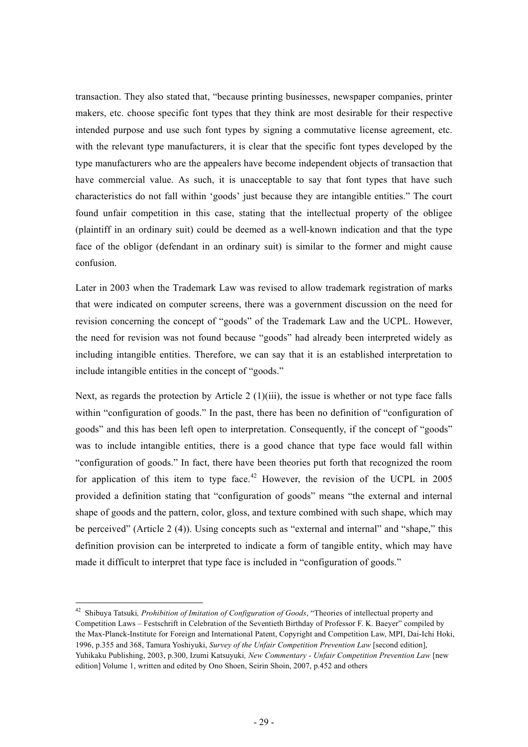transaction. They also stated that, "because printing businesses, newspaper companies, printer makers, etc. choose specific font types that they think are most desirable for their respective intended purpose and use such font types by signing a commutative license agreement, etc. with the relevant type manufacturers, it is clear that the specific font types developed by the type manufacturers who are the appealers have become independent objects of transaction that have commercial value. As such, it is unacceptable to say that font types that have such characteristics do not fall within 'goods' just because they are intangible entities." The court found unfair competition in this case, stating that the intellectual property of the obligee (plaintiff in an ordinary suit) could be deemed as a well-known indication and that the type face of the obligor (defendant in an ordinary suit) is similar to the former and might cause confusion.

Later in 2003 when the Trademark Law was revised to allow trademark registration of marks that were indicated on computer screens, there was a government discussion on the need for revision concerning the concept of "goods" of the Trademark Law and the UCPL. However, the need for revision was not found because "goods" had already been interpreted widely as including intangible entities. Therefore, we can say that it is an established interpretation to include intangible entities in the concept of "goods."

Next, as regards the protection by Article 2 (1)(iii), the issue is whether or not type face falls within "configuration of goods." In the past, there has been no definition of "configuration of goods" and this has been left open to interpretation. Consequently, if the concept of "goods" was to include intangible entities, there is a good chance that type face would fall within "configuration of goods." In fact, there have been theories put forth that recognized the room for application of this item to type face.[42] However, the revision of the UCPL in 2005 provided a definition stating that "configuration of goods" means "the external and internal shape of goods and the pattern, color, gloss, and texture combined with such shape, which may be perceived" (Article 2 (4)). Using concepts such as "external and internal" and "shape," this definition provision can be interpreted to indicate a form of tangible entity, which may have made it difficult to interpret that type face is included in "configuration of goods."

---

[42] Shibuya Tatsuki*, Prohibition of Imitation of Configuration of Goods*, "Theories of intellectual property and Competition Laws – Festschrift in Celebration of the Seventieth Birthday of Professor F. K. Baeyer" compiled by the Max-Planck-Institute for Foreign and International Patent, Copyright and Competition Law, MPI, Dai-Ichi Hoki, 1996, p.355 and 368, Tamura Yoshiyuki, *Survey of the Unfair Competition Prevention Law* [second edition], Yuhikaku Publishing, 2003, p.300, Izumi Katsuyuki*, New Commentary - Unfair Competition Prevention Law* [new edition] Volume 1, written and edited by Ono Shoen, Seirin Shoin, 2007, p.452 and others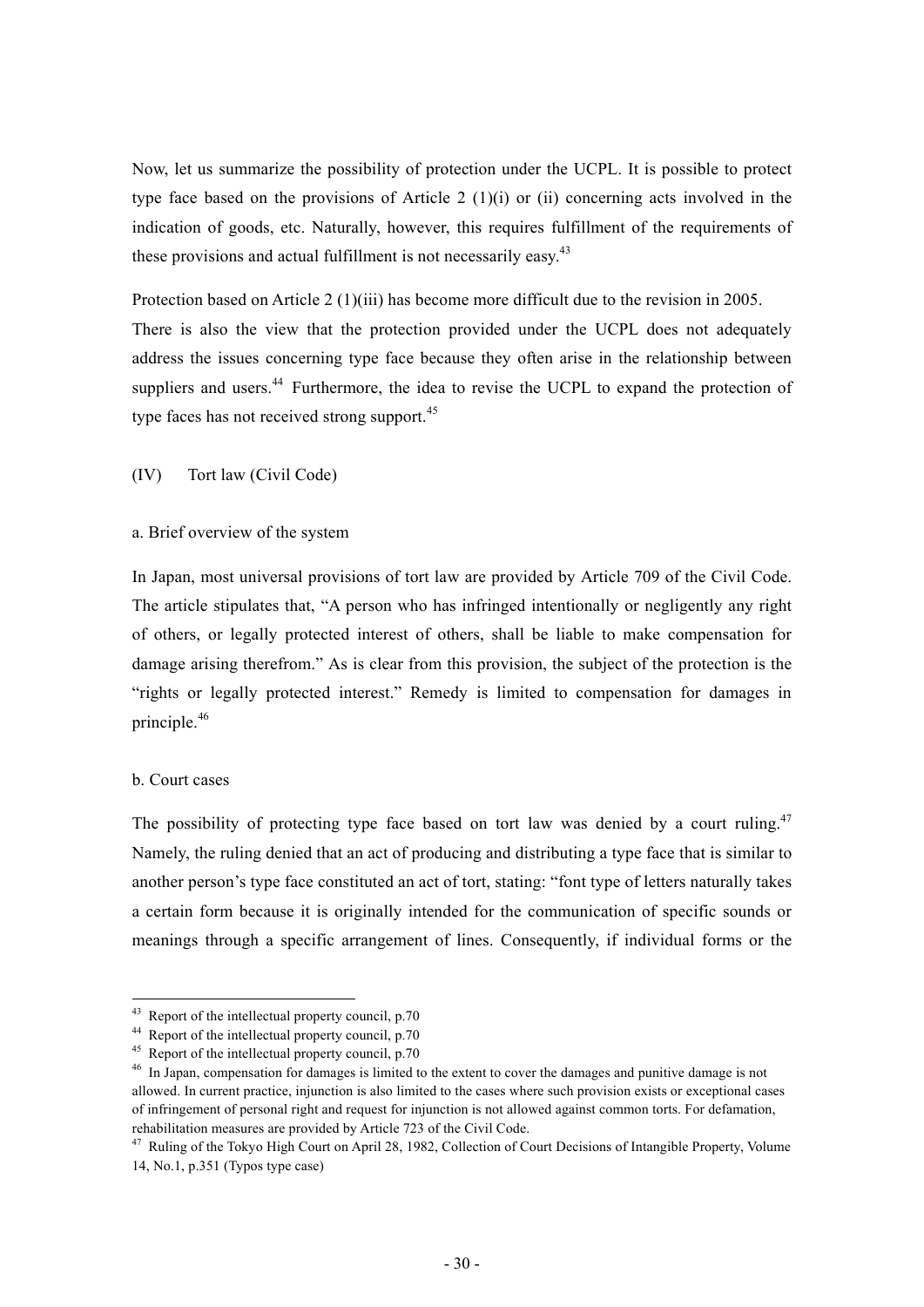Now, let us summarize the possibility of protection under the UCPL. It is possible to protect type face based on the provisions of Article 2 (1)(i) or (ii) concerning acts involved in the indication of goods, etc. Naturally, however, this requires fulfillment of the requirements of these provisions and actual fulfillment is not necessarily easy.[43]

Protection based on Article 2 (1)(iii) has become more difficult due to the revision in 2005. There is also the view that the protection provided under the UCPL does not adequately address the issues concerning type face because they often arise in the relationship between suppliers and users.[44] Furthermore, the idea to revise the UCPL to expand the protection of type faces has not received strong support.[45]

### (IV) Tort law (Civil Code)

#### a. Brief overview of the system

In Japan, most universal provisions of tort law are provided by Article 709 of the Civil Code. The article stipulates that, "A person who has infringed intentionally or negligently any right of others, or legally protected interest of others, shall be liable to make compensation for damage arising therefrom." As is clear from this provision, the subject of the protection is the "rights or legally protected interest." Remedy is limited to compensation for damages in principle.[46]

#### b. Court cases

The possibility of protecting type face based on tort law was denied by a court ruling.[47] Namely, the ruling denied that an act of producing and distributing a type face that is similar to another person's type face constituted an act of tort, stating: "font type of letters naturally takes a certain form because it is originally intended for the communication of specific sounds or meanings through a specific arrangement of lines. Consequently, if individual forms or the

---

[43] Report of the intellectual property council, p.70

[44] Report of the intellectual property council, p.70

[45] Report of the intellectual property council, p.70

[46] In Japan, compensation for damages is limited to the extent to cover the damages and punitive damage is not allowed. In current practice, injunction is also limited to the cases where such provision exists or exceptional cases of infringement of personal right and request for injunction is not allowed against common torts. For defamation, rehabilitation measures are provided by Article 723 of the Civil Code.

[47] Ruling of the Tokyo High Court on April 28, 1982, Collection of Court Decisions of Intangible Property, Volume 14, No.1, p.351 (Typos type case)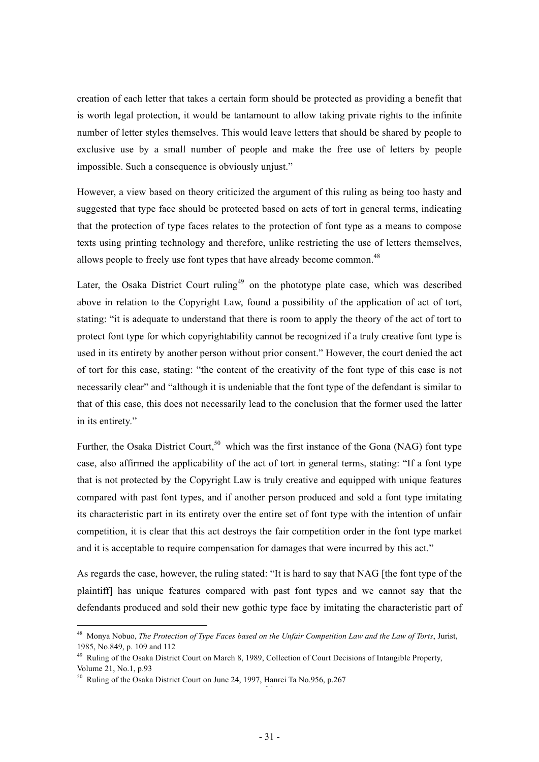creation of each letter that takes a certain form should be protected as providing a benefit that is worth legal protection, it would be tantamount to allow taking private rights to the infinite number of letter styles themselves. This would leave letters that should be shared by people to exclusive use by a small number of people and make the free use of letters by people impossible. Such a consequence is obviously unjust."

However, a view based on theory criticized the argument of this ruling as being too hasty and suggested that type face should be protected based on acts of tort in general terms, indicating that the protection of type faces relates to the protection of font type as a means to compose texts using printing technology and therefore, unlike restricting the use of letters themselves, allows people to freely use font types that have already become common.[48]

Later, the Osaka District Court ruling[49] on the phototype plate case, which was described above in relation to the Copyright Law, found a possibility of the application of act of tort, stating: "it is adequate to understand that there is room to apply the theory of the act of tort to protect font type for which copyrightability cannot be recognized if a truly creative font type is used in its entirety by another person without prior consent." However, the court denied the act of tort for this case, stating: "the content of the creativity of the font type of this case is not necessarily clear" and "although it is undeniable that the font type of the defendant is similar to that of this case, this does not necessarily lead to the conclusion that the former used the latter in its entirety."

Further, the Osaka District Court,[50] which was the first instance of the Gona (NAG) font type case, also affirmed the applicability of the act of tort in general terms, stating: "If a font type that is not protected by the Copyright Law is truly creative and equipped with unique features compared with past font types, and if another person produced and sold a font type imitating its characteristic part in its entirety over the entire set of font type with the intention of unfair competition, it is clear that this act destroys the fair competition order in the font type market and it is acceptable to require compensation for damages that were incurred by this act."

As regards the case, however, the ruling stated: "It is hard to say that NAG [the font type of the plaintiff] has unique features compared with past font types and we cannot say that the defendants produced and sold their new gothic type face by imitating the characteristic part of

---

[48] Monya Nobuo, *The Protection of Type Faces based on the Unfair Competition Law and the Law of Torts*, Jurist, 1985, No.849, p. 109 and 112

[49] Ruling of the Osaka District Court on March 8, 1989, Collection of Court Decisions of Intangible Property, Volume 21, No.1, p.93

[50] Ruling of the Osaka District Court on June 24, 1997, Hanrei Ta No.956, p.267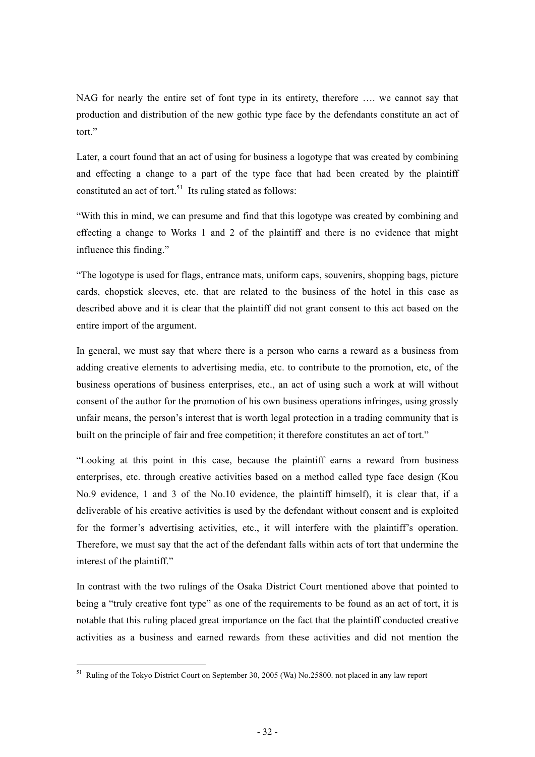NAG for nearly the entire set of font type in its entirety, therefore …. we cannot say that production and distribution of the new gothic type face by the defendants constitute an act of tort."

Later, a court found that an act of using for business a logotype that was created by combining and effecting a change to a part of the type face that had been created by the plaintiff constituted an act of tort.[51] Its ruling stated as follows:

"With this in mind, we can presume and find that this logotype was created by combining and effecting a change to Works 1 and 2 of the plaintiff and there is no evidence that might influence this finding."

"The logotype is used for flags, entrance mats, uniform caps, souvenirs, shopping bags, picture cards, chopstick sleeves, etc. that are related to the business of the hotel in this case as described above and it is clear that the plaintiff did not grant consent to this act based on the entire import of the argument.

In general, we must say that where there is a person who earns a reward as a business from adding creative elements to advertising media, etc. to contribute to the promotion, etc, of the business operations of business enterprises, etc., an act of using such a work at will without consent of the author for the promotion of his own business operations infringes, using grossly unfair means, the person's interest that is worth legal protection in a trading community that is built on the principle of fair and free competition; it therefore constitutes an act of tort."

"Looking at this point in this case, because the plaintiff earns a reward from business enterprises, etc. through creative activities based on a method called type face design (Kou No.9 evidence, 1 and 3 of the No.10 evidence, the plaintiff himself), it is clear that, if a deliverable of his creative activities is used by the defendant without consent and is exploited for the former's advertising activities, etc., it will interfere with the plaintiff's operation. Therefore, we must say that the act of the defendant falls within acts of tort that undermine the interest of the plaintiff."

In contrast with the two rulings of the Osaka District Court mentioned above that pointed to being a "truly creative font type" as one of the requirements to be found as an act of tort, it is notable that this ruling placed great importance on the fact that the plaintiff conducted creative activities as a business and earned rewards from these activities and did not mention the

---

[51] Ruling of the Tokyo District Court on September 30, 2005 (Wa) No.25800. not placed in any law report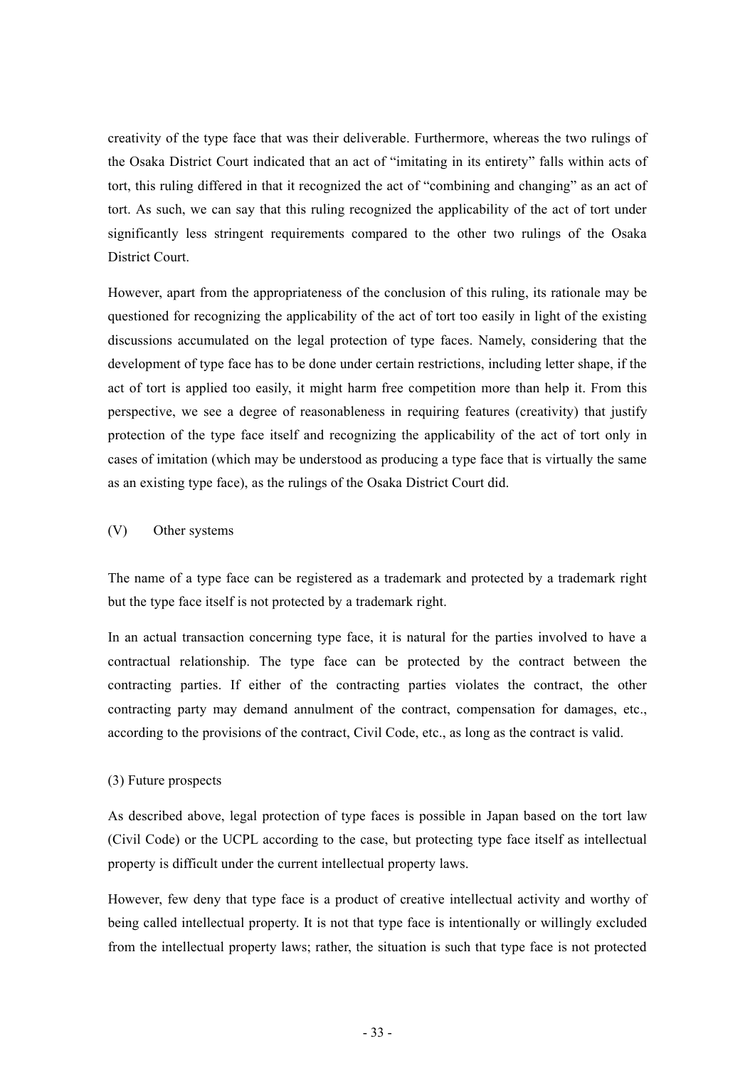creativity of the type face that was their deliverable. Furthermore, whereas the two rulings of the Osaka District Court indicated that an act of "imitating in its entirety" falls within acts of tort, this ruling differed in that it recognized the act of "combining and changing" as an act of tort. As such, we can say that this ruling recognized the applicability of the act of tort under significantly less stringent requirements compared to the other two rulings of the Osaka District Court.

However, apart from the appropriateness of the conclusion of this ruling, its rationale may be questioned for recognizing the applicability of the act of tort too easily in light of the existing discussions accumulated on the legal protection of type faces. Namely, considering that the development of type face has to be done under certain restrictions, including letter shape, if the act of tort is applied too easily, it might harm free competition more than help it. From this perspective, we see a degree of reasonableness in requiring features (creativity) that justify protection of the type face itself and recognizing the applicability of the act of tort only in cases of imitation (which may be understood as producing a type face that is virtually the same as an existing type face), as the rulings of the Osaka District Court did.

(V) Other systems

The name of a type face can be registered as a trademark and protected by a trademark right but the type face itself is not protected by a trademark right.

In an actual transaction concerning type face, it is natural for the parties involved to have a contractual relationship. The type face can be protected by the contract between the contracting parties. If either of the contracting parties violates the contract, the other contracting party may demand annulment of the contract, compensation for damages, etc., according to the provisions of the contract, Civil Code, etc., as long as the contract is valid.

(3) Future prospects

As described above, legal protection of type faces is possible in Japan based on the tort law (Civil Code) or the UCPL according to the case, but protecting type face itself as intellectual property is difficult under the current intellectual property laws.

However, few deny that type face is a product of creative intellectual activity and worthy of being called intellectual property. It is not that type face is intentionally or willingly excluded from the intellectual property laws; rather, the situation is such that type face is not protected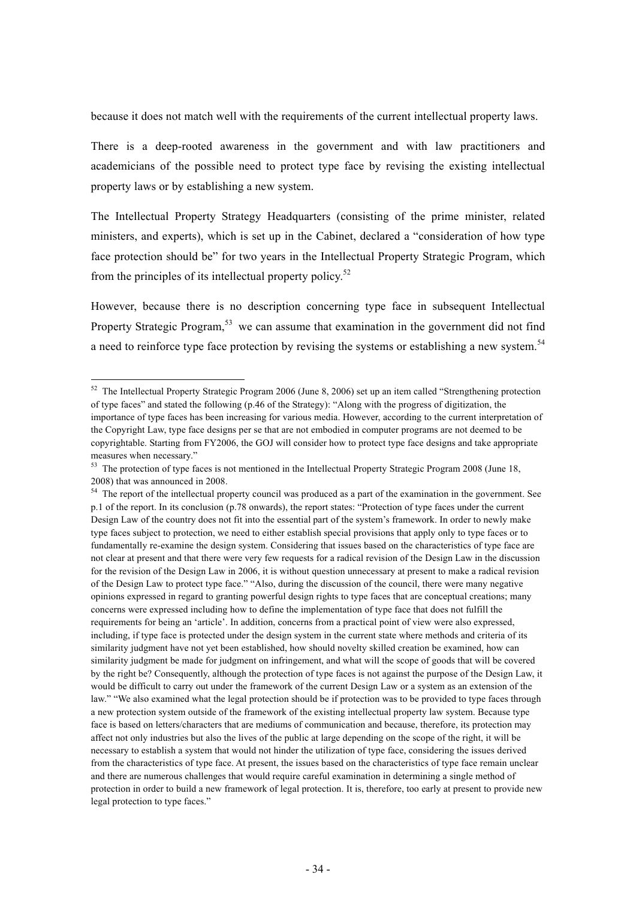because it does not match well with the requirements of the current intellectual property laws.

There is a deep-rooted awareness in the government and with law practitioners and academicians of the possible need to protect type face by revising the existing intellectual property laws or by establishing a new system.

The Intellectual Property Strategy Headquarters (consisting of the prime minister, related ministers, and experts), which is set up in the Cabinet, declared a "consideration of how type face protection should be" for two years in the Intellectual Property Strategic Program, which from the principles of its intellectual property policy.[52]

However, because there is no description concerning type face in subsequent Intellectual Property Strategic Program,[53] we can assume that examination in the government did not find a need to reinforce type face protection by revising the systems or establishing a new system.[54]

---

[52] The Intellectual Property Strategic Program 2006 (June 8, 2006) set up an item called "Strengthening protection of type faces" and stated the following (p.46 of the Strategy): "Along with the progress of digitization, the importance of type faces has been increasing for various media. However, according to the current interpretation of the Copyright Law, type face designs per se that are not embodied in computer programs are not deemed to be copyrightable. Starting from FY2006, the GOJ will consider how to protect type face designs and take appropriate measures when necessary."

[53] The protection of type faces is not mentioned in the Intellectual Property Strategic Program 2008 (June 18, 2008) that was announced in 2008.

[54] The report of the intellectual property council was produced as a part of the examination in the government. See p.1 of the report. In its conclusion (p.78 onwards), the report states: "Protection of type faces under the current Design Law of the country does not fit into the essential part of the system's framework. In order to newly make type faces subject to protection, we need to either establish special provisions that apply only to type faces or to fundamentally re-examine the design system. Considering that issues based on the characteristics of type face are not clear at present and that there were very few requests for a radical revision of the Design Law in the discussion for the revision of the Design Law in 2006, it is without question unnecessary at present to make a radical revision of the Design Law to protect type face." "Also, during the discussion of the council, there were many negative opinions expressed in regard to granting powerful design rights to type faces that are conceptual creations; many concerns were expressed including how to define the implementation of type face that does not fulfill the requirements for being an 'article'. In addition, concerns from a practical point of view were also expressed, including, if type face is protected under the design system in the current state where methods and criteria of its similarity judgment have not yet been established, how should novelty skilled creation be examined, how can similarity judgment be made for judgment on infringement, and what will the scope of goods that will be covered by the right be? Consequently, although the protection of type faces is not against the purpose of the Design Law, it would be difficult to carry out under the framework of the current Design Law or a system as an extension of the law." "We also examined what the legal protection should be if protection was to be provided to type faces through a new protection system outside of the framework of the existing intellectual property law system. Because type face is based on letters/characters that are mediums of communication and because, therefore, its protection may affect not only industries but also the lives of the public at large depending on the scope of the right, it will be necessary to establish a system that would not hinder the utilization of type face, considering the issues derived from the characteristics of type face. At present, the issues based on the characteristics of type face remain unclear and there are numerous challenges that would require careful examination in determining a single method of protection in order to build a new framework of legal protection. It is, therefore, too early at present to provide new legal protection to type faces."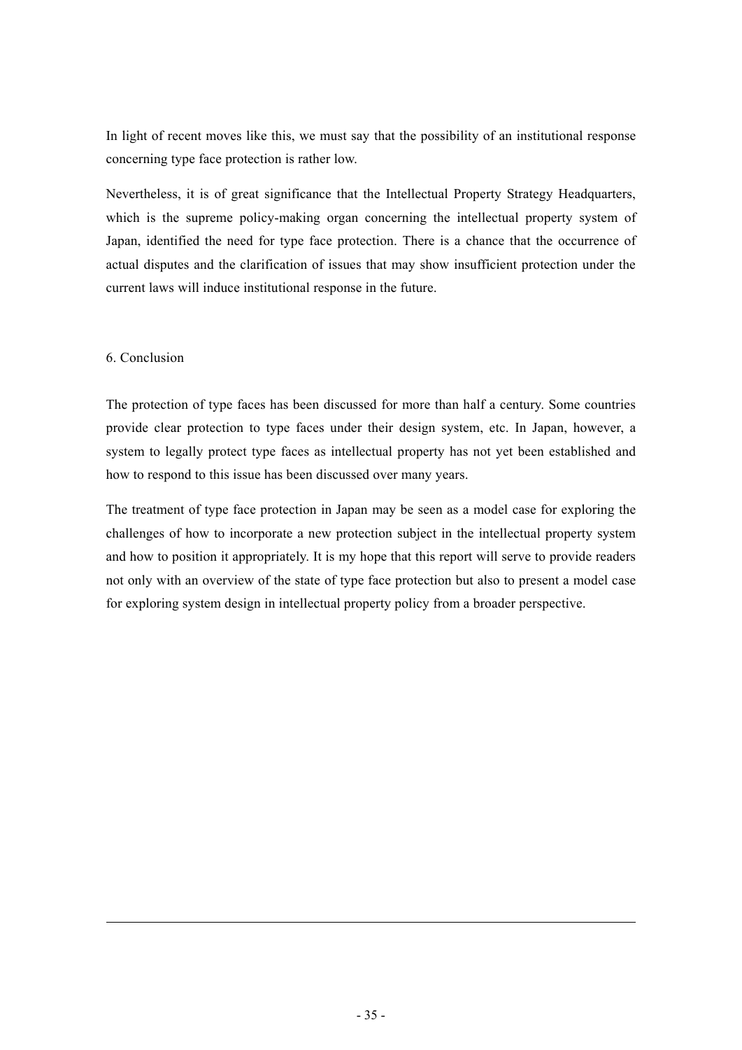In light of recent moves like this, we must say that the possibility of an institutional response concerning type face protection is rather low.

Nevertheless, it is of great significance that the Intellectual Property Strategy Headquarters, which is the supreme policy-making organ concerning the intellectual property system of Japan, identified the need for type face protection. There is a chance that the occurrence of actual disputes and the clarification of issues that may show insufficient protection under the current laws will induce institutional response in the future.

## 6. Conclusion

The protection of type faces has been discussed for more than half a century. Some countries provide clear protection to type faces under their design system, etc. In Japan, however, a system to legally protect type faces as intellectual property has not yet been established and how to respond to this issue has been discussed over many years.

The treatment of type face protection in Japan may be seen as a model case for exploring the challenges of how to incorporate a new protection subject in the intellectual property system and how to position it appropriately. It is my hope that this report will serve to provide readers not only with an overview of the state of type face protection but also to present a model case for exploring system design in intellectual property policy from a broader perspective.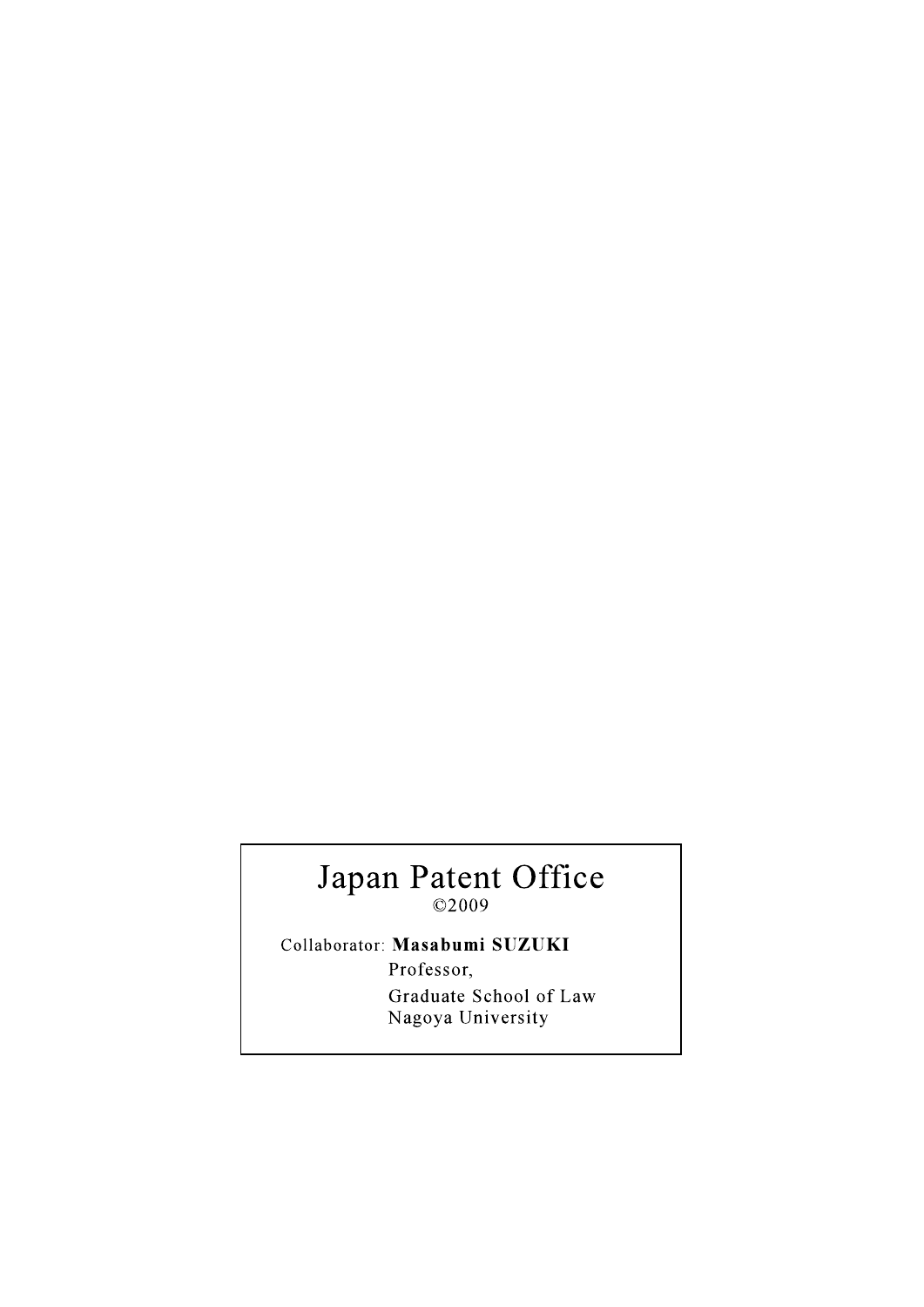# Japan Patent Office

©2009

Collaborator: **Masabumi SUZUKI**

Professor,

Graduate School of Law

Nagoya University